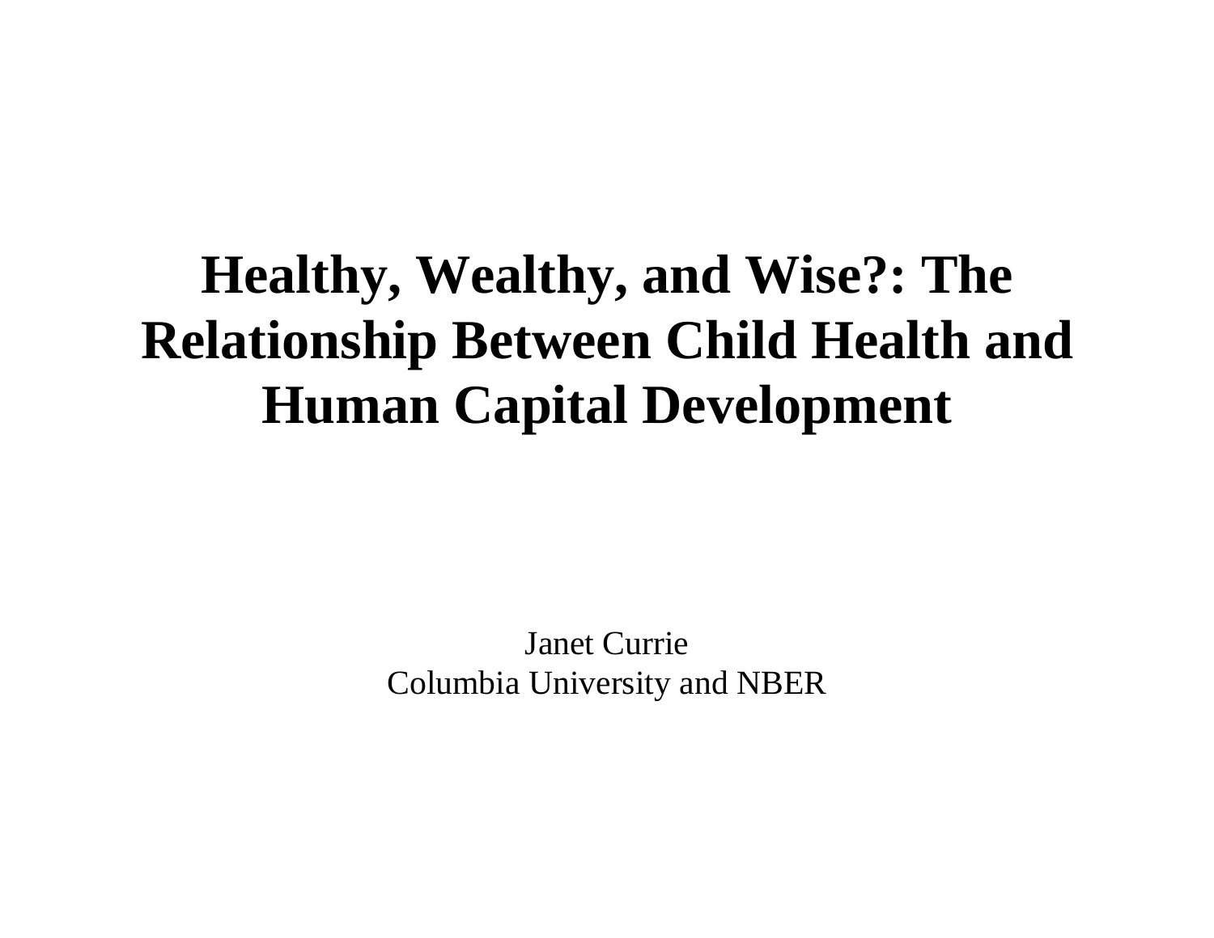# Healthy, Wealthy, and Wise?: The Relationship Between Child Health and Human Capital Development

Janet Currie
Columbia University and NBER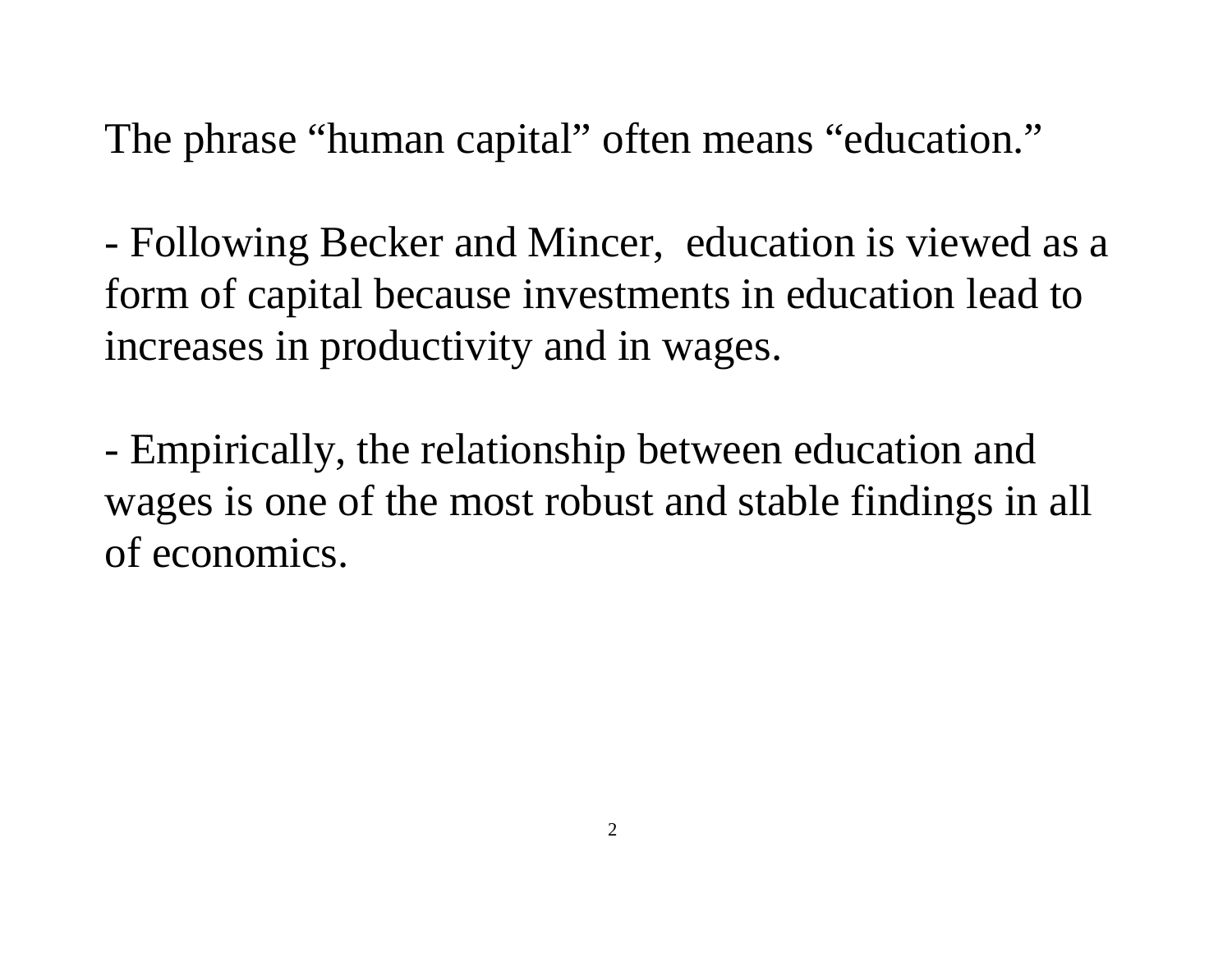The phrase “human capital” often means “education.”

- Following Becker and Mincer, education is viewed as a form of capital because investments in education lead to increases in productivity and in wages.

- Empirically, the relationship between education and wages is one of the most robust and stable findings in all of economics.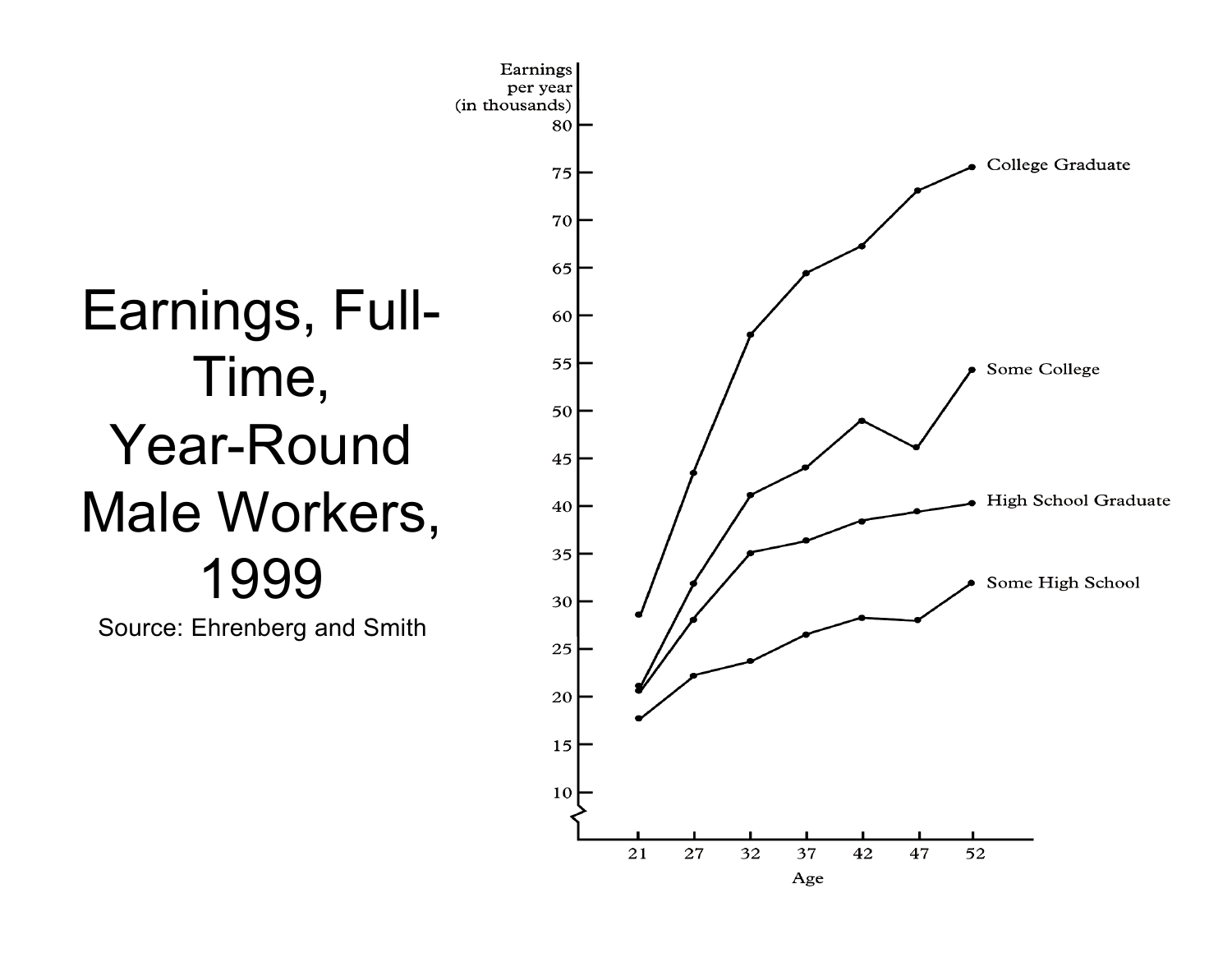# Earnings, Full-Time, Year-Round Male Workers, 1999

Source: Ehrenberg and Smith

Earnings per year (in thousands)

80
75
70
65
60
55
50
45
40
35
30
25
20
15
10

College Graduate

Some College

High School Graduate

Some High School

21 27 32 37 42 47 52

Age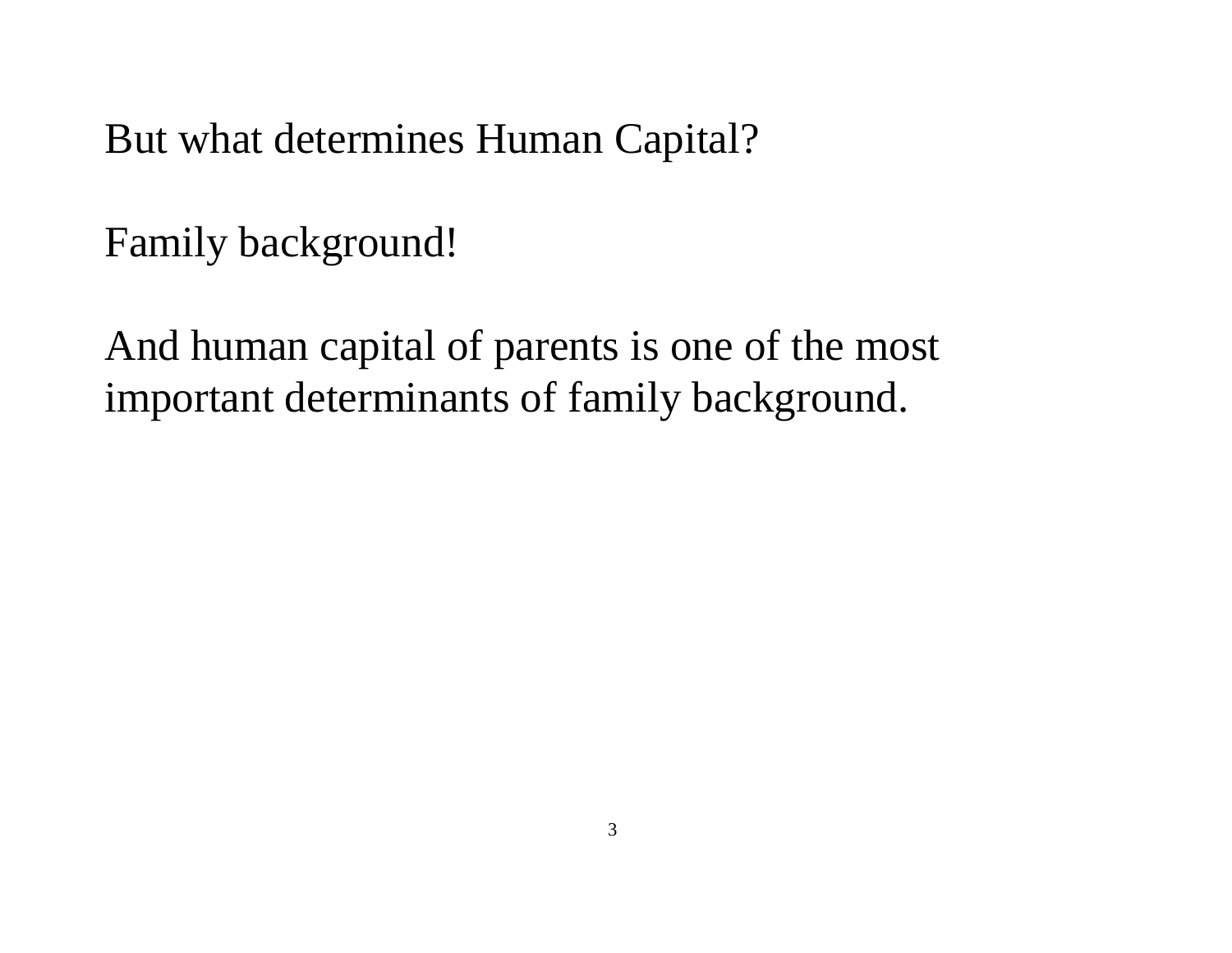But what determines Human Capital?

Family background!

And human capital of parents is one of the most important determinants of family background.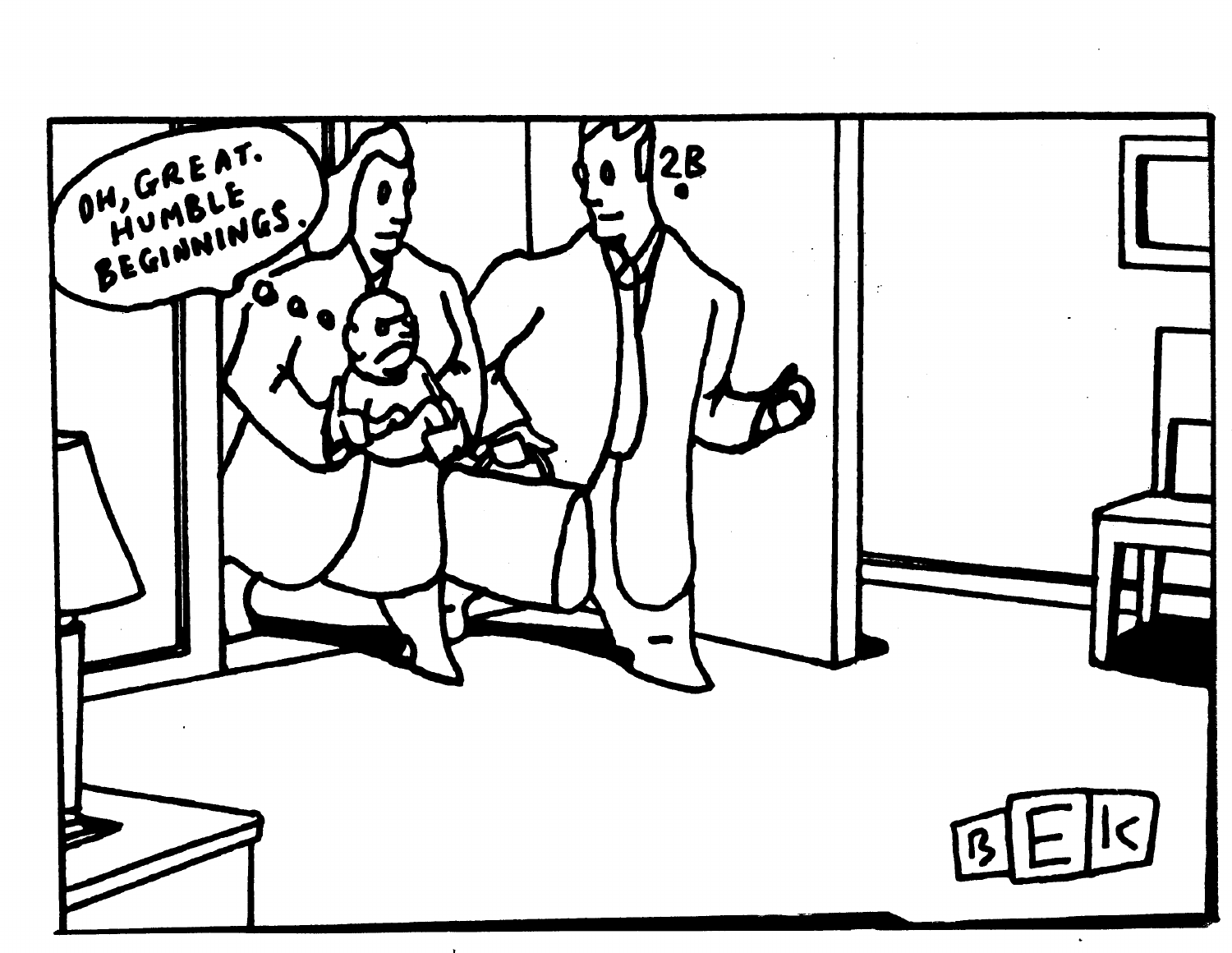OH, GREAT. HUMBLE BEGINNINGS.

2B

BEK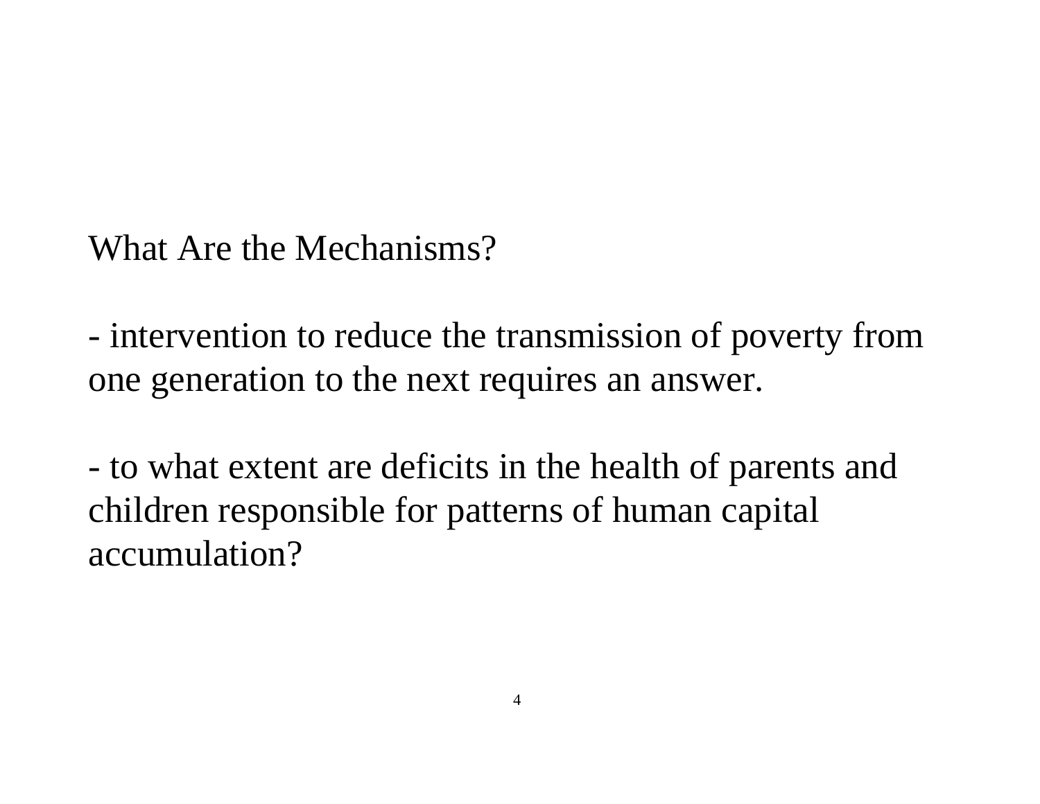## What Are the Mechanisms?

- intervention to reduce the transmission of poverty from one generation to the next requires an answer.

- to what extent are deficits in the health of parents and children responsible for patterns of human capital accumulation?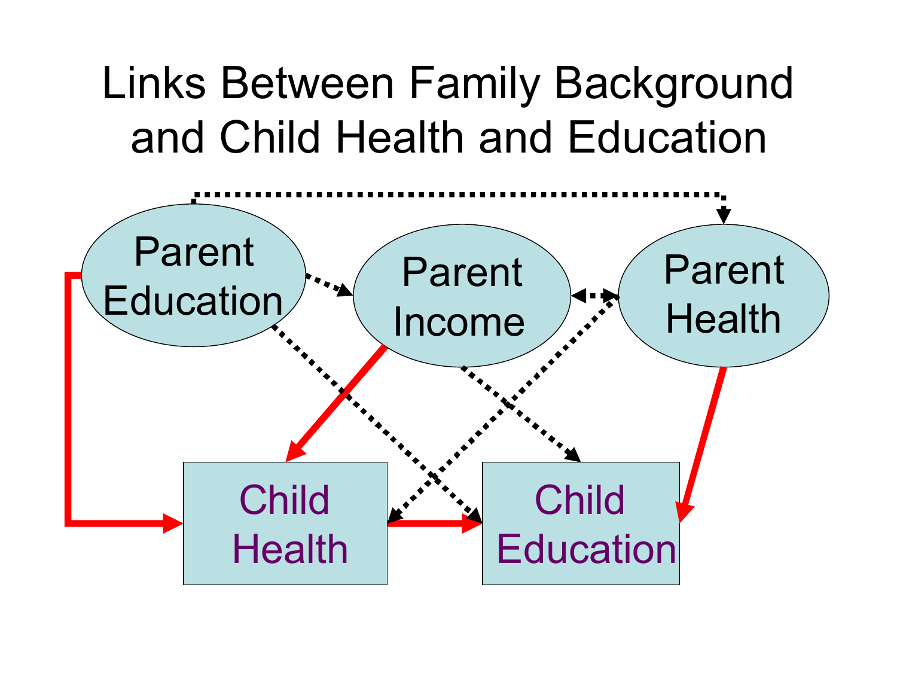# Links Between Family Background and Child Health and Education

Parent Education

Parent Income

Parent Health

Child Health

Child Education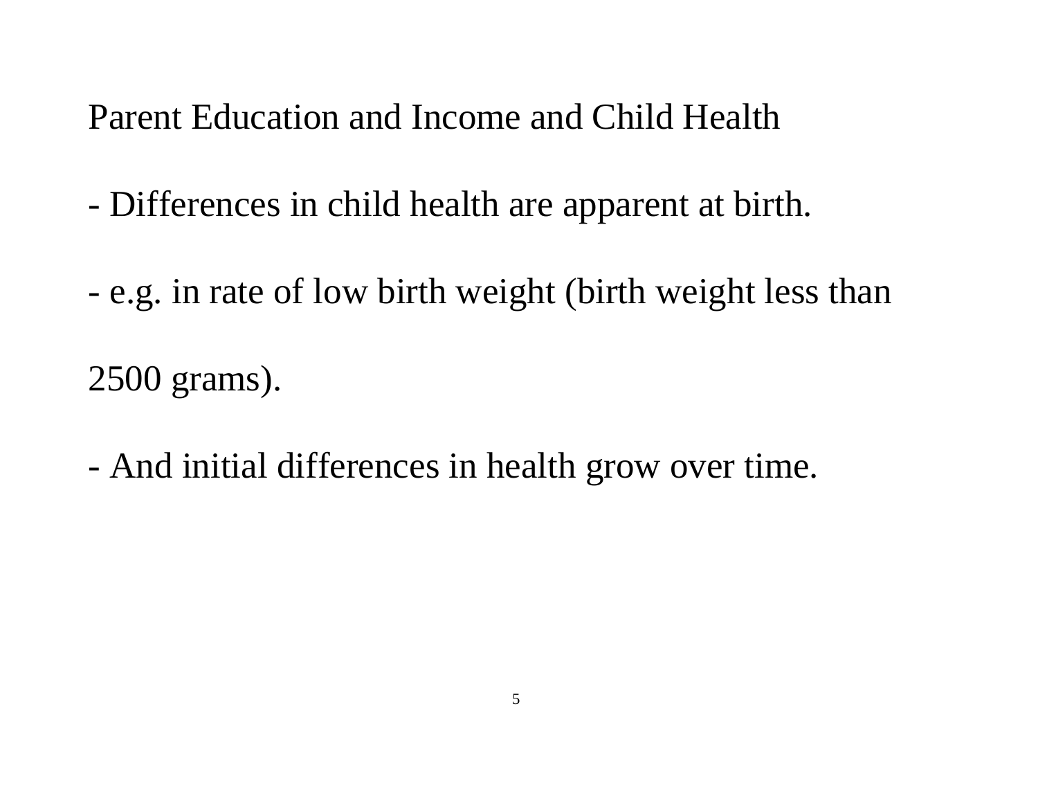Parent Education and Income and Child Health

- Differences in child health are apparent at birth.

- e.g. in rate of low birth weight (birth weight less than 2500 grams).

- And initial differences in health grow over time.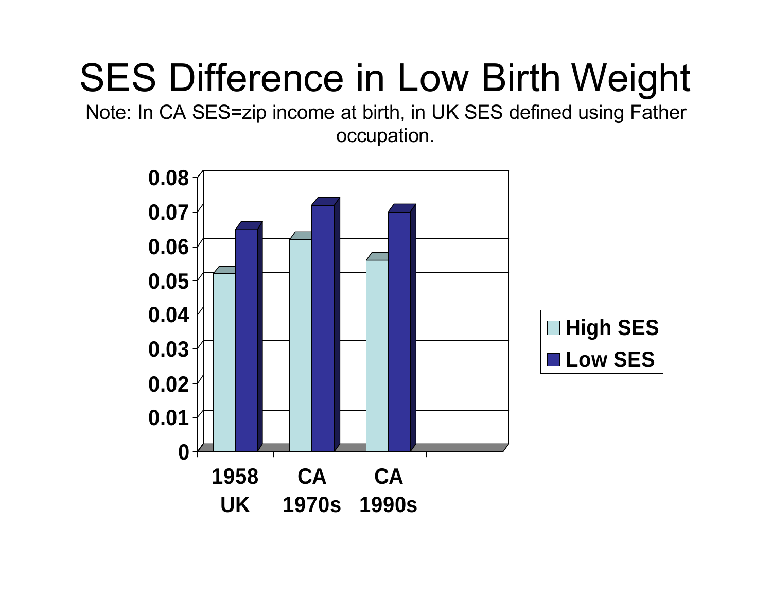# SES Difference in Low Birth Weight

Note: In CA SES=zip income at birth, in UK SES defined using Father occupation.

| | High SES | Low SES |
| --- | --- | --- |
| 1958 UK | 0.052 | 0.065 |
| CA 1970s | 0.062 | 0.072 |
| CA 1990s | 0.056 | 0.070 |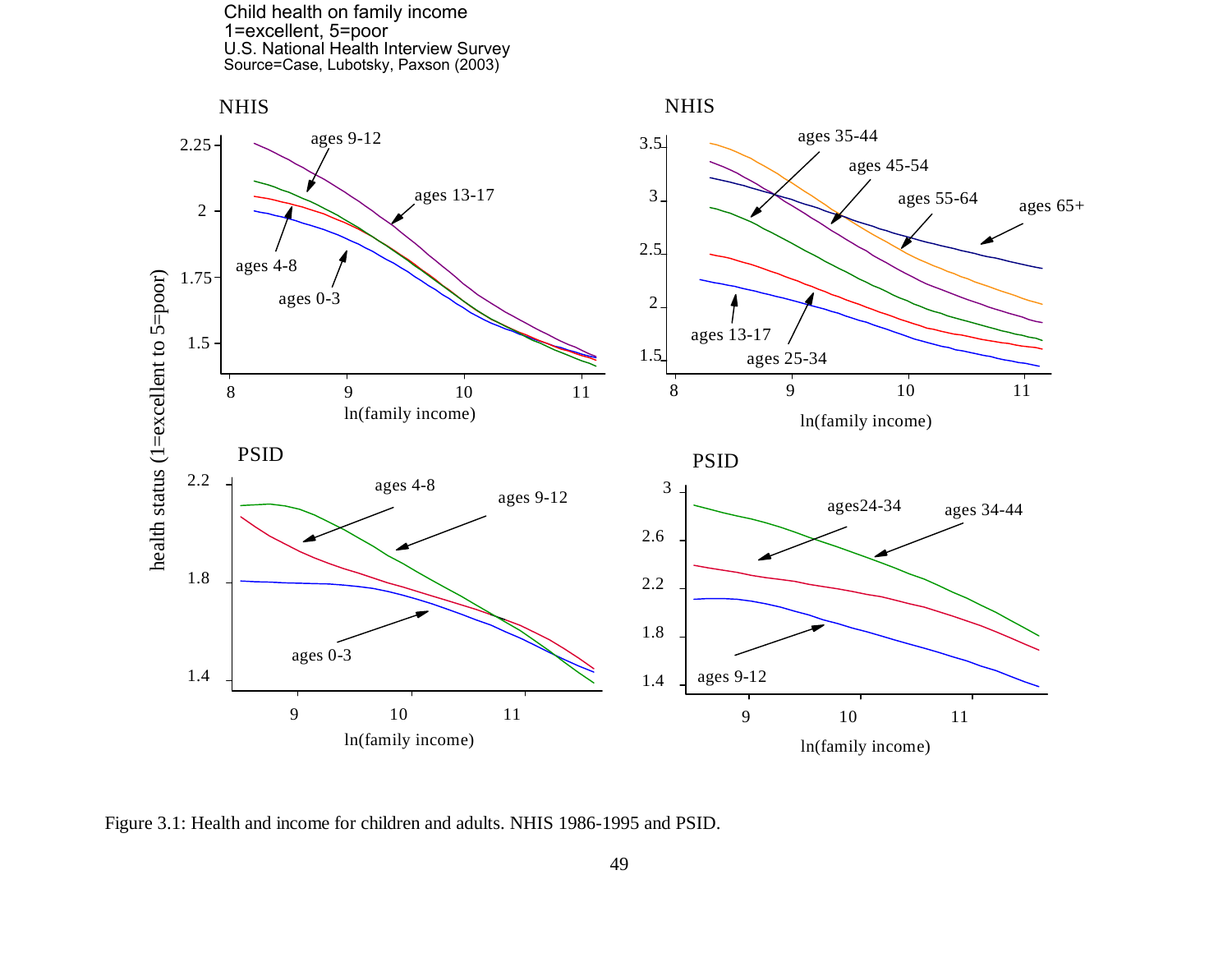Child health on family income
1=excellent, 5=poor
U.S. National Health Interview Survey
Source=Case, Lubotsky, Paxson (2003)

Figure 3.1: Health and income for children and adults. NHIS 1986-1995 and PSID.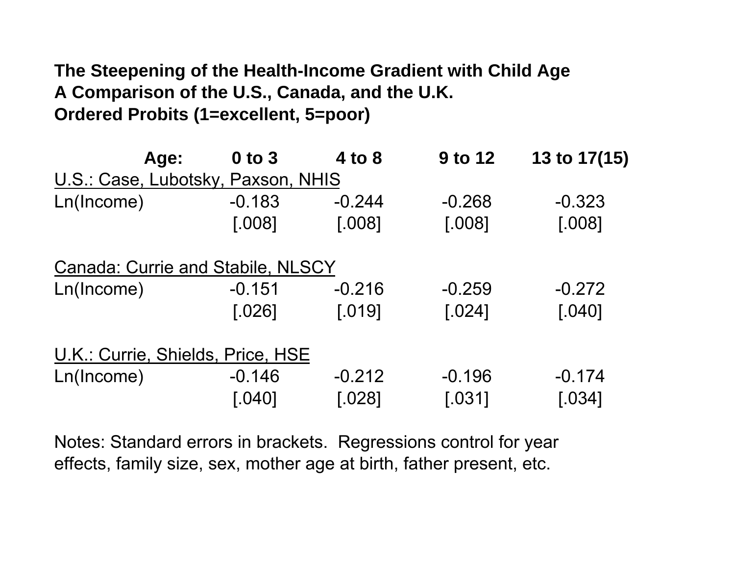**The Steepening of the Health-Income Gradient with Child Age**
**A Comparison of the U.S., Canada, and the U.K.**
**Ordered Probits (1=excellent, 5=poor)**

| Age: | 0 to 3 | 4 to 8 | 9 to 12 | 13 to 17(15) |
|---|---|---|---|---|
| U.S.: Case, Lubotsky, Paxson, NHIS | | | | |
| Ln(Income) | -0.183 | -0.244 | -0.268 | -0.323 |
| | [.008] | [.008] | [.008] | [.008] |
| Canada: Currie and Stabile, NLSCY | | | | |
| Ln(Income) | -0.151 | -0.216 | -0.259 | -0.272 |
| | [.026] | [.019] | [.024] | [.040] |
| U.K.: Currie, Shields, Price, HSE | | | | |
| Ln(Income) | -0.146 | -0.212 | -0.196 | -0.174 |
| | [.040] | [.028] | [.031] | [.034] |

Notes: Standard errors in brackets. Regressions control for year effects, family size, sex, mother age at birth, father present, etc.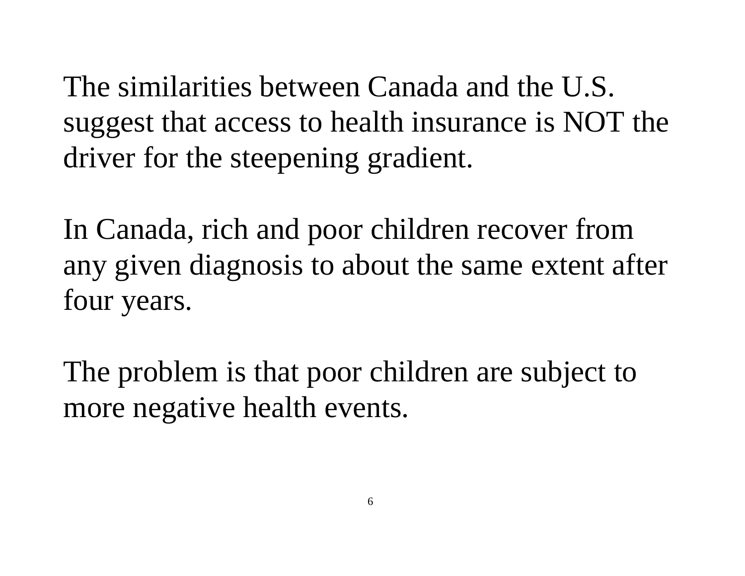The similarities between Canada and the U.S. suggest that access to health insurance is NOT the driver for the steepening gradient.

In Canada, rich and poor children recover from any given diagnosis to about the same extent after four years.

The problem is that poor children are subject to more negative health events.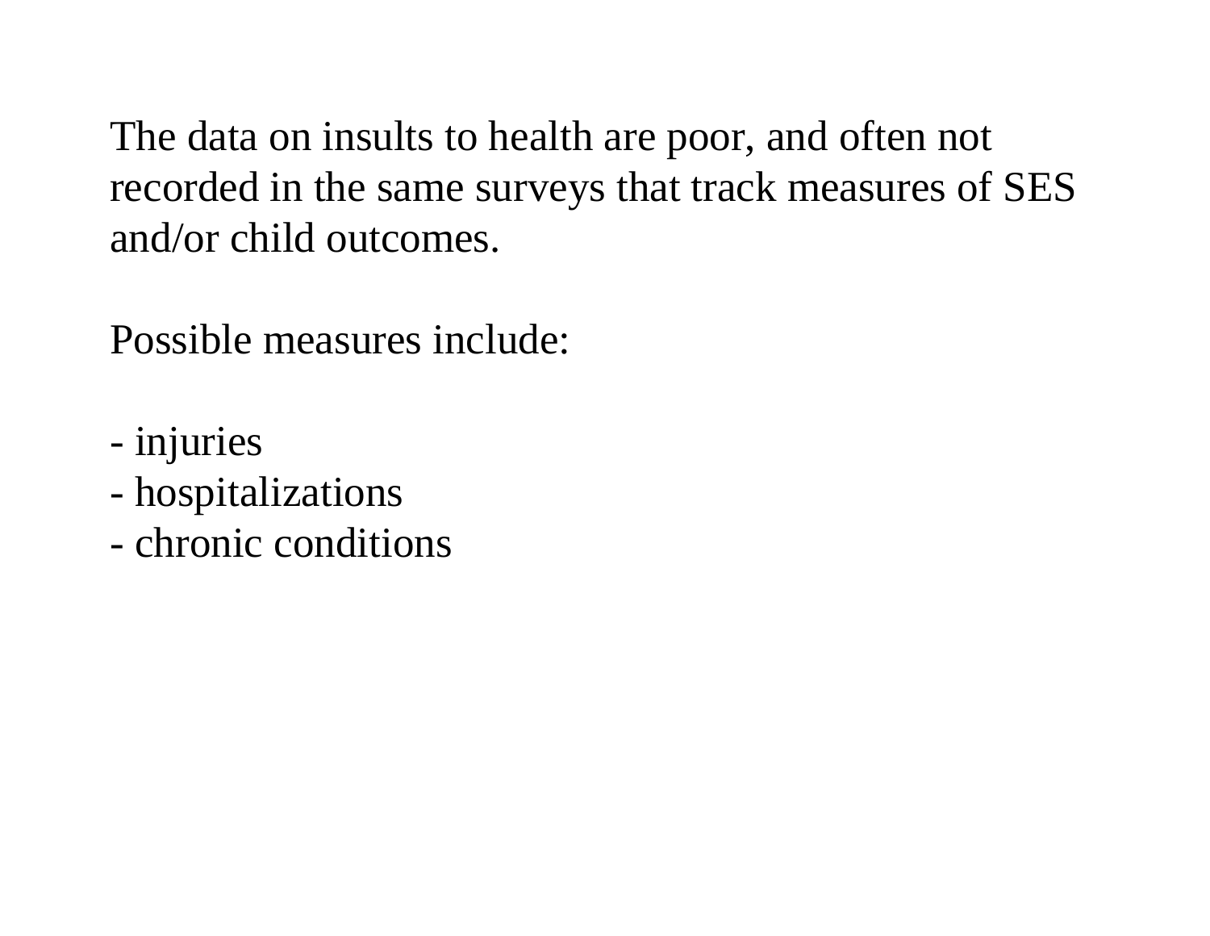The data on insults to health are poor, and often not recorded in the same surveys that track measures of SES and/or child outcomes.

Possible measures include:

- injuries
- hospitalizations
- chronic conditions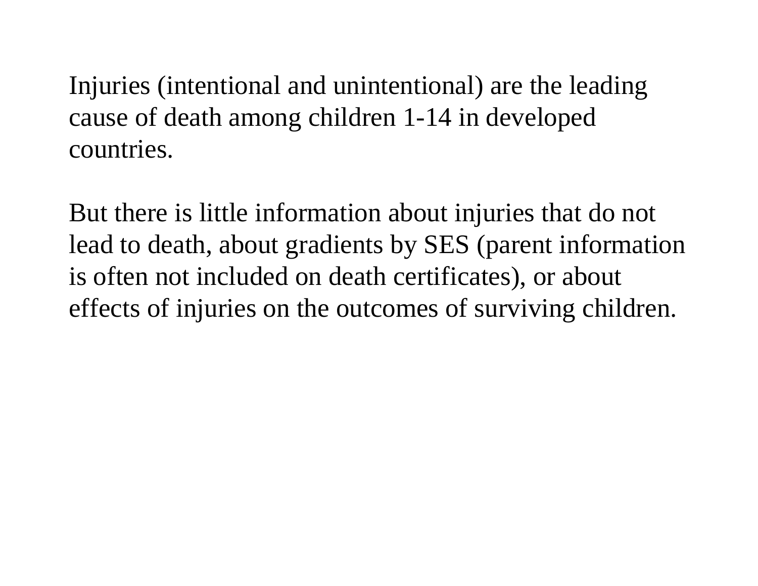Injuries (intentional and unintentional) are the leading cause of death among children 1-14 in developed countries.

But there is little information about injuries that do not lead to death, about gradients by SES (parent information is often not included on death certificates), or about effects of injuries on the outcomes of surviving children.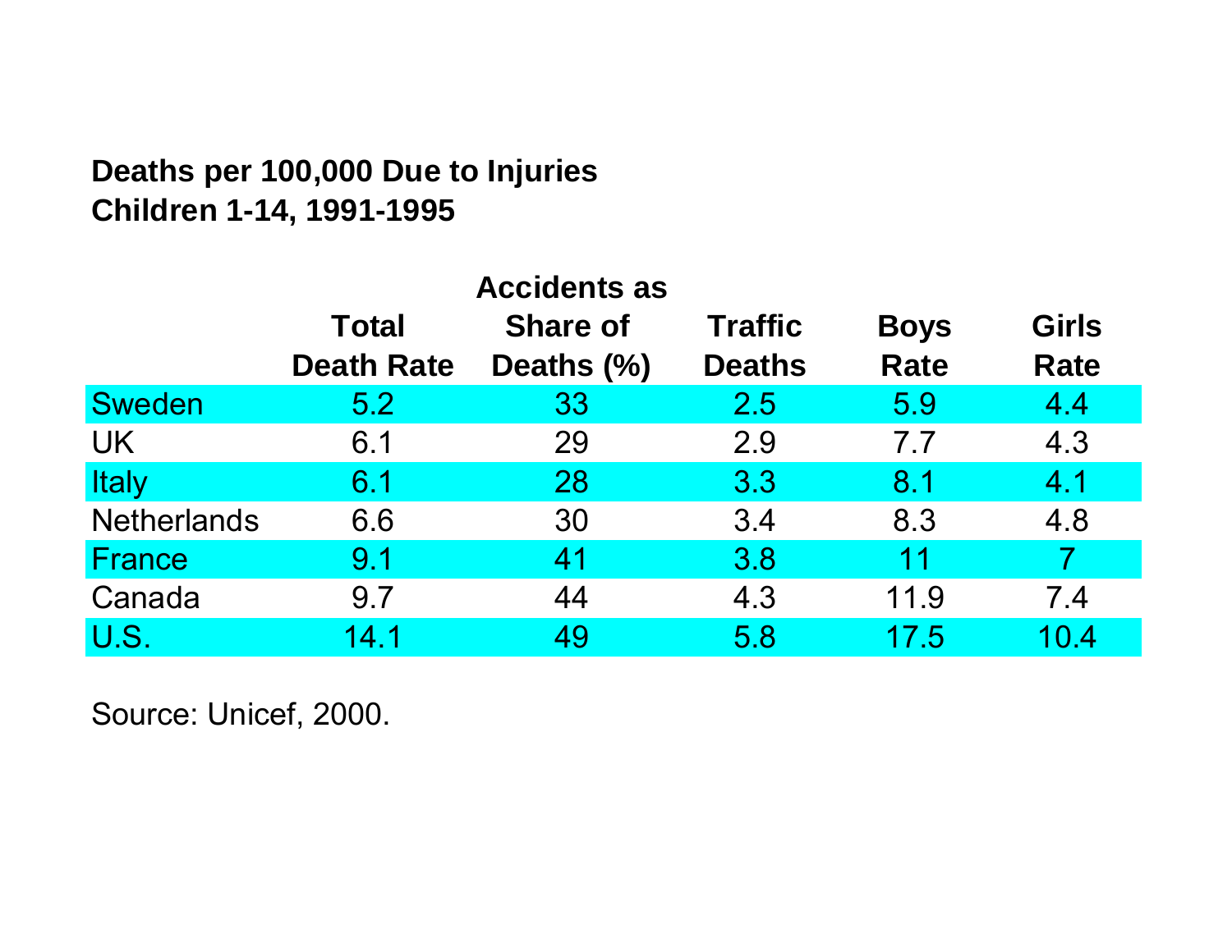**Deaths per 100,000 Due to Injuries**
**Children 1-14, 1991-1995**

| | Total Death Rate | Accidents as Share of Deaths (%) | Traffic Deaths | Boys Rate | Girls Rate |
|---|---|---|---|---|---|
| Sweden | 5.2 | 33 | 2.5 | 5.9 | 4.4 |
| UK | 6.1 | 29 | 2.9 | 7.7 | 4.3 |
| Italy | 6.1 | 28 | 3.3 | 8.1 | 4.1 |
| Netherlands | 6.6 | 30 | 3.4 | 8.3 | 4.8 |
| France | 9.1 | 41 | 3.8 | 11 | 7 |
| Canada | 9.7 | 44 | 4.3 | 11.9 | 7.4 |
| U.S. | 14.1 | 49 | 5.8 | 17.5 | 10.4 |

Source: Unicef, 2000.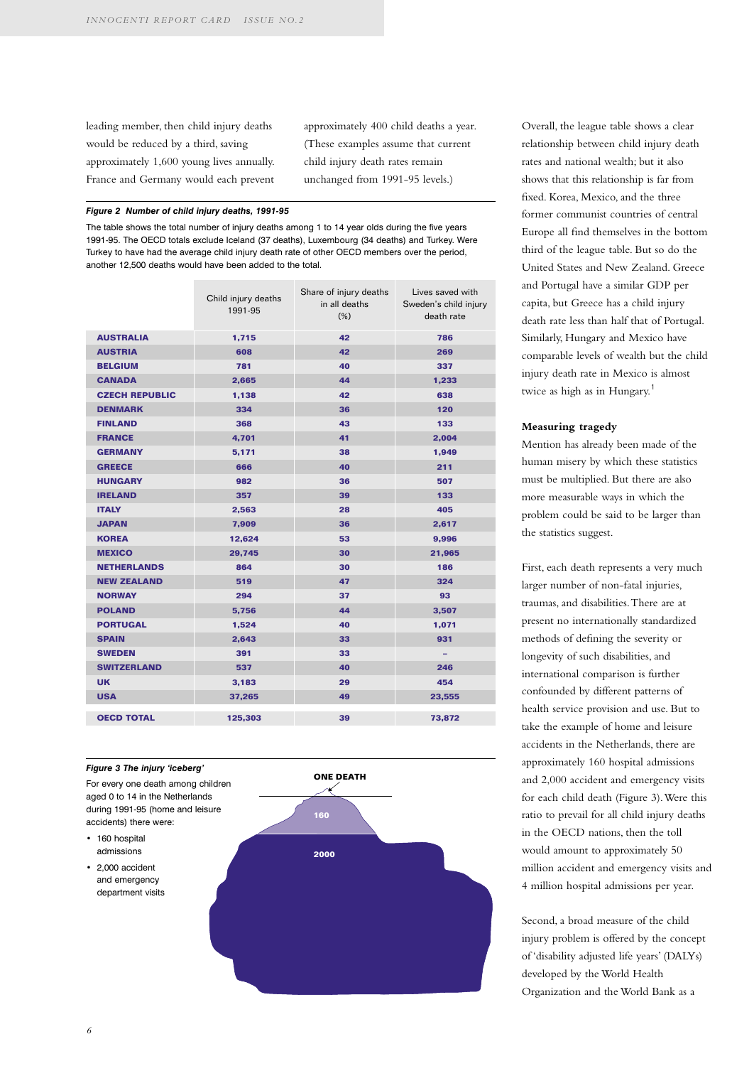leading member, then child injury deaths would be reduced by a third, saving approximately 1,600 young lives annually. France and Germany would each prevent approximately 400 child deaths a year. (These examples assume that current child injury death rates remain unchanged from 1991-95 levels.)

***Figure 2 Number of child injury deaths, 1991-95***

The table shows the total number of injury deaths among 1 to 14 year olds during the five years 1991-95. The OECD totals exclude Iceland (37 deaths), Luxembourg (34 deaths) and Turkey. Were Turkey to have had the average child injury death rate of other OECD members over the period, another 12,500 deaths would have been added to the total.

| | Child injury deaths 1991-95 | Share of injury deaths in all deaths (%) | Lives saved with Sweden's child injury death rate |
|---|---|---|---|
| AUSTRALIA | 1,715 | 42 | 786 |
| AUSTRIA | 608 | 42 | 269 |
| BELGIUM | 781 | 40 | 337 |
| CANADA | 2,665 | 44 | 1,233 |
| CZECH REPUBLIC | 1,138 | 42 | 638 |
| DENMARK | 334 | 36 | 120 |
| FINLAND | 368 | 43 | 133 |
| FRANCE | 4,701 | 41 | 2,004 |
| GERMANY | 5,171 | 38 | 1,949 |
| GREECE | 666 | 40 | 211 |
| HUNGARY | 982 | 36 | 507 |
| IRELAND | 357 | 39 | 133 |
| ITALY | 2,563 | 28 | 405 |
| JAPAN | 7,909 | 36 | 2,617 |
| KOREA | 12,624 | 53 | 9,996 |
| MEXICO | 29,745 | 30 | 21,965 |
| NETHERLANDS | 864 | 30 | 186 |
| NEW ZEALAND | 519 | 47 | 324 |
| NORWAY | 294 | 37 | 93 |
| POLAND | 5,756 | 44 | 3,507 |
| PORTUGAL | 1,524 | 40 | 1,071 |
| SPAIN | 2,643 | 33 | 931 |
| SWEDEN | 391 | 33 | – |
| SWITZERLAND | 537 | 40 | 246 |
| UK | 3,183 | 29 | 454 |
| USA | 37,265 | 49 | 23,555 |
| OECD TOTAL | 125,303 | 39 | 73,872 |

***Figure 3 The injury 'iceberg'***

For every one death among children aged 0 to 14 in the Netherlands during 1991-95 (home and leisure accidents) there were:

- 160 hospital admissions
- 2,000 accident and emergency department visits

ONE DEATH

160

2000

Overall, the league table shows a clear relationship between child injury death rates and national wealth; but it also shows that this relationship is far from fixed. Korea, Mexico, and the three former communist countries of central Europe all find themselves in the bottom third of the league table. But so do the United States and New Zealand. Greece and Portugal have a similar GDP per capita, but Greece has a child injury death rate less than half that of Portugal. Similarly, Hungary and Mexico have comparable levels of wealth but the child injury death rate in Mexico is almost twice as high as in Hungary.[1]

### Measuring tragedy

Mention has already been made of the human misery by which these statistics must be multiplied. But there are also more measurable ways in which the problem could be said to be larger than the statistics suggest.

First, each death represents a very much larger number of non-fatal injuries, traumas, and disabilities. There are at present no internationally standardized methods of defining the severity or longevity of such disabilities, and international comparison is further confounded by different patterns of health service provision and use. But to take the example of home and leisure accidents in the Netherlands, there are approximately 160 hospital admissions and 2,000 accident and emergency visits for each child death (Figure 3). Were this ratio to prevail for all child injury deaths in the OECD nations, then the toll would amount to approximately 50 million accident and emergency visits and 4 million hospital admissions per year.

Second, a broad measure of the child injury problem is offered by the concept of 'disability adjusted life years' (DALYs) developed by the World Health Organization and the World Bank as a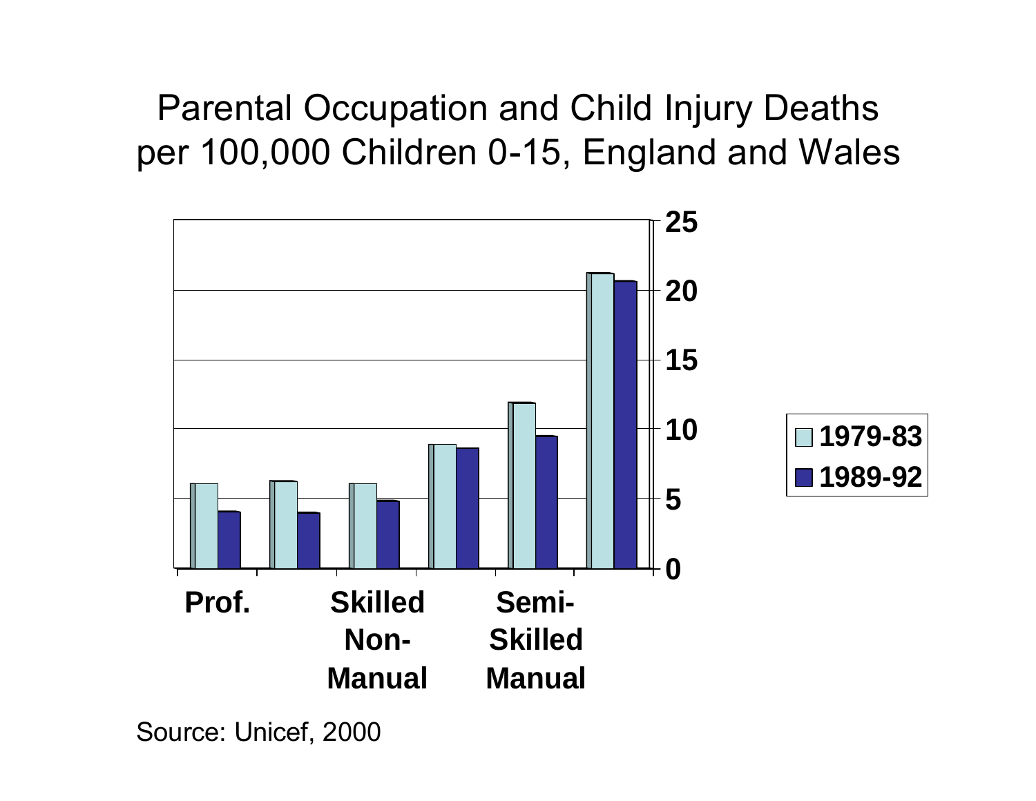# Parental Occupation and Child Injury Deaths per 100,000 Children 0-15, England and Wales

| | 1979-83 | 1989-92 |
|---|---|---|
| Prof. | 6 | 4 |
| | 6.2 | 4 |
| Skilled Non-Manual | 6 | 4.8 |
| | 8.9 | 8.6 |
| Semi-Skilled Manual | 11.8 | 9.4 |
| | 21.2 | 20.6 |

Source: Unicef, 2000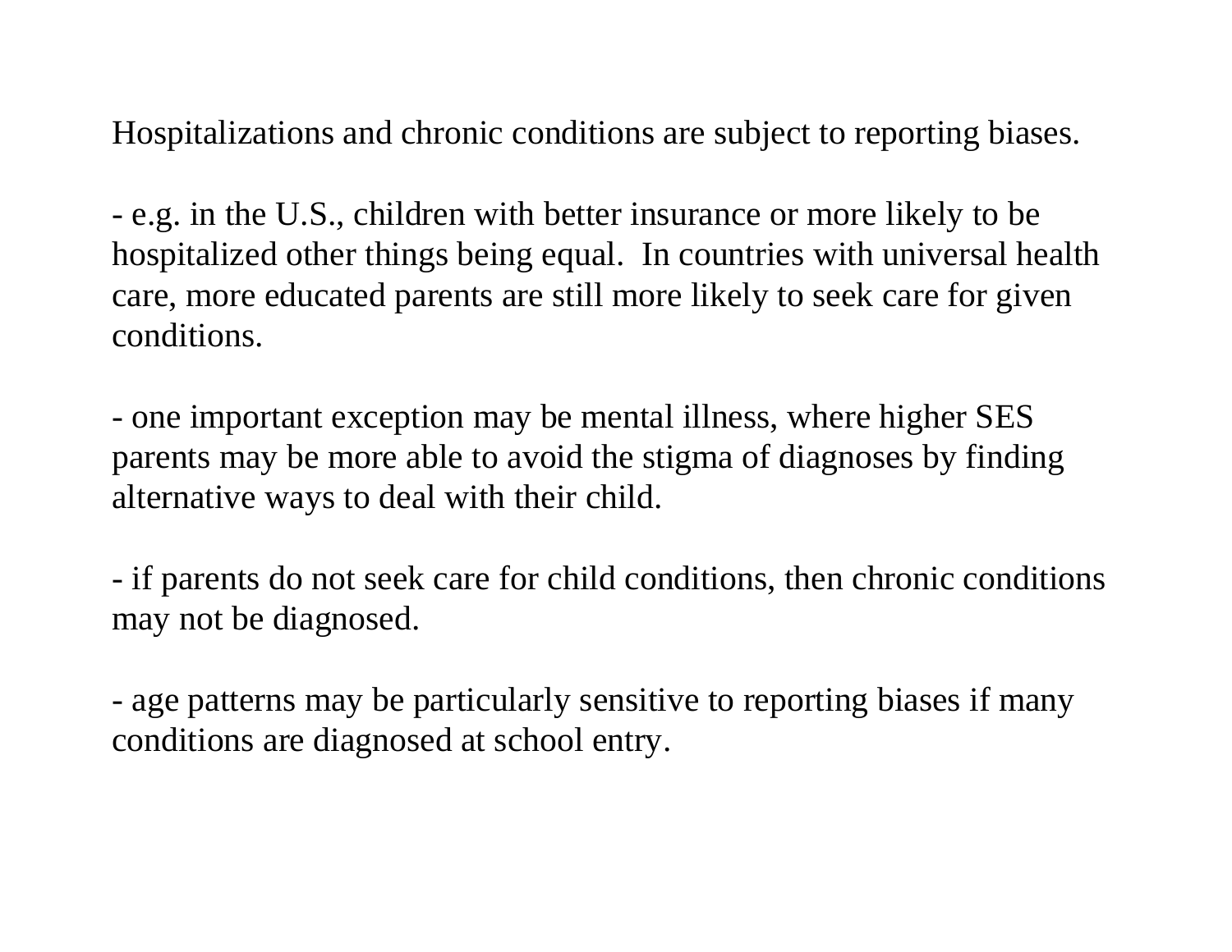Hospitalizations and chronic conditions are subject to reporting biases.

- e.g. in the U.S., children with better insurance or more likely to be hospitalized other things being equal. In countries with universal health care, more educated parents are still more likely to seek care for given conditions.

- one important exception may be mental illness, where higher SES parents may be more able to avoid the stigma of diagnoses by finding alternative ways to deal with their child.

- if parents do not seek care for child conditions, then chronic conditions may not be diagnosed.

- age patterns may be particularly sensitive to reporting biases if many conditions are diagnosed at school entry.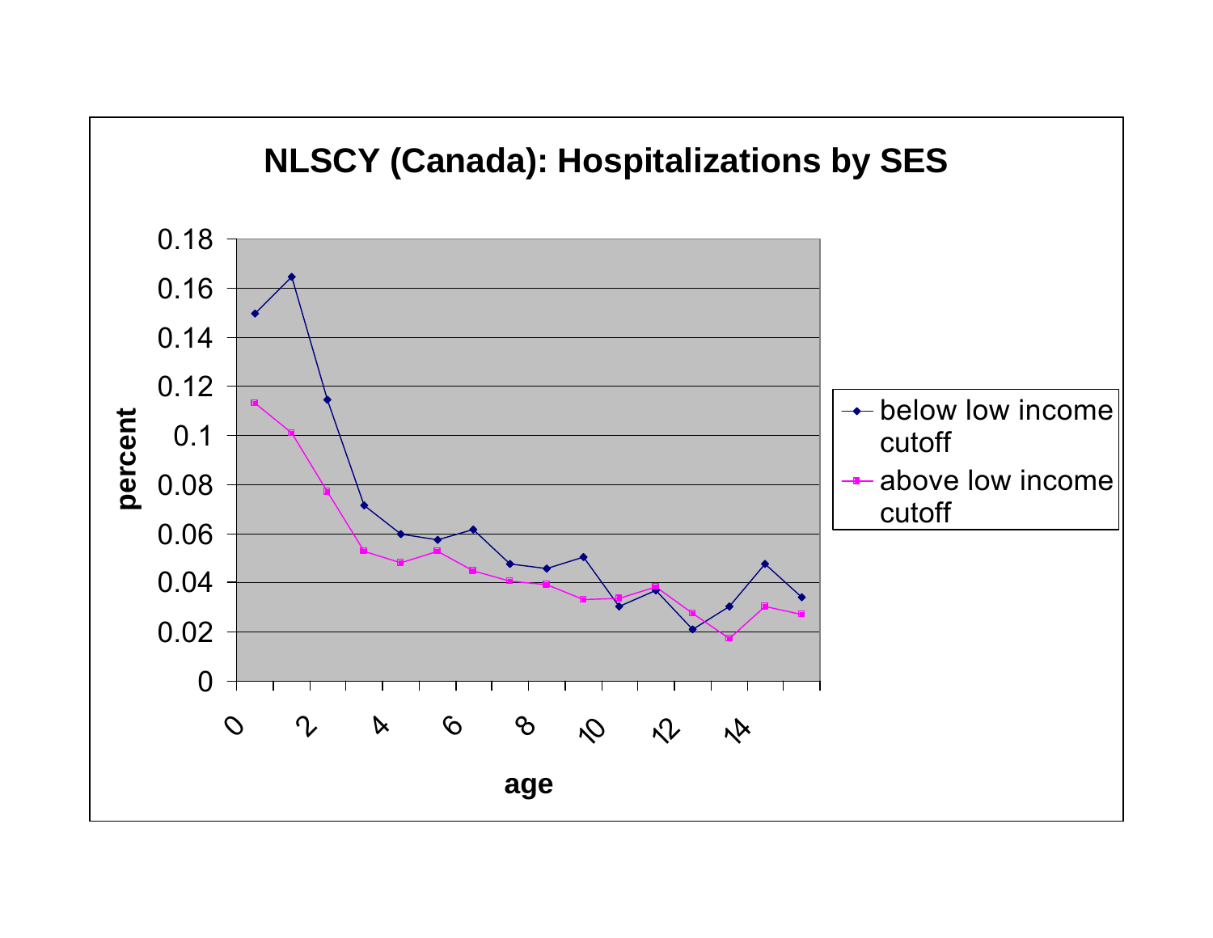## NLSCY (Canada): Hospitalizations by SES

percent

0.18
0.16
0.14
0.12
0.1
0.08
0.06
0.04
0.02
0

0 2 4 6 8 10 12 14

age

- below low income cutoff
- above low income cutoff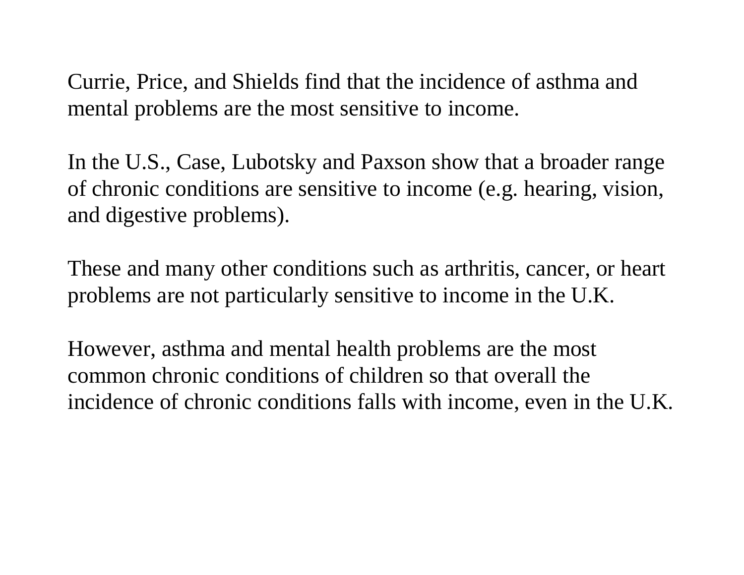Currie, Price, and Shields find that the incidence of asthma and mental problems are the most sensitive to income.

In the U.S., Case, Lubotsky and Paxson show that a broader range of chronic conditions are sensitive to income (e.g. hearing, vision, and digestive problems).

These and many other conditions such as arthritis, cancer, or heart problems are not particularly sensitive to income in the U.K.

However, asthma and mental health problems are the most common chronic conditions of children so that overall the incidence of chronic conditions falls with income, even in the U.K.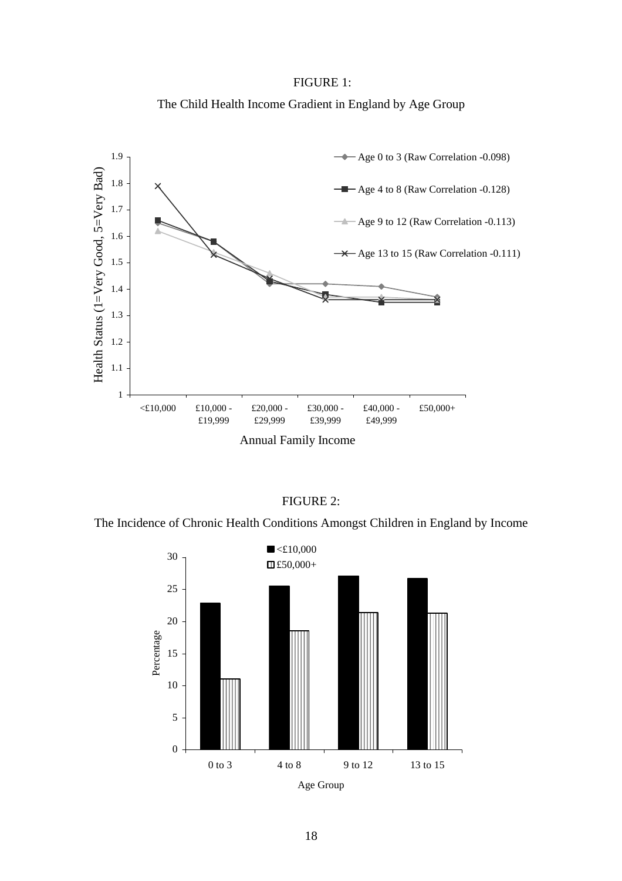FIGURE 1:

The Child Health Income Gradient in England by Age Group

FIGURE 2:

The Incidence of Chronic Health Conditions Amongst Children in England by Income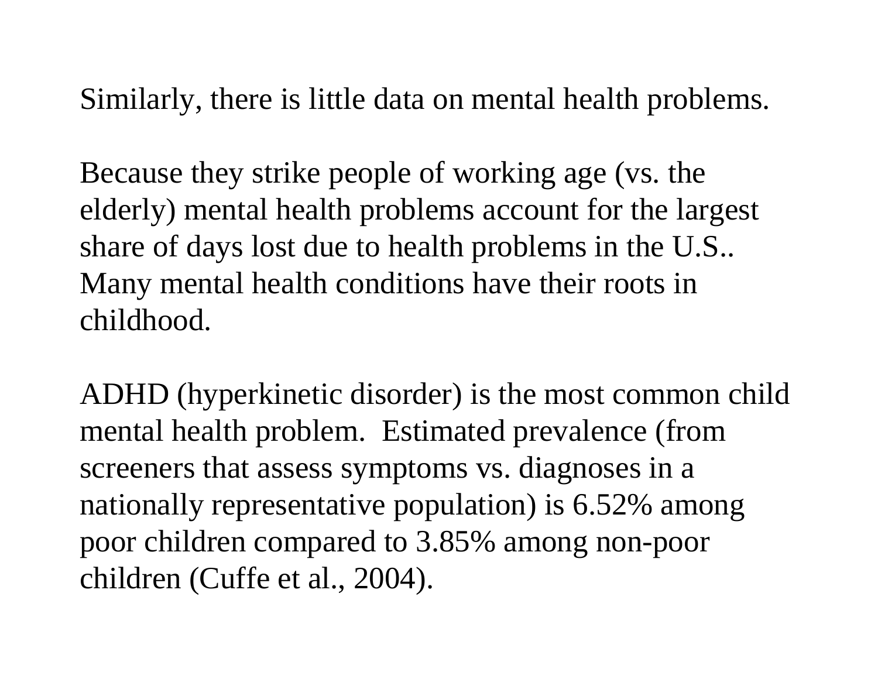Similarly, there is little data on mental health problems.

Because they strike people of working age (vs. the elderly) mental health problems account for the largest share of days lost due to health problems in the U.S.. Many mental health conditions have their roots in childhood.

ADHD (hyperkinetic disorder) is the most common child mental health problem. Estimated prevalence (from screeners that assess symptoms vs. diagnoses in a nationally representative population) is 6.52% among poor children compared to 3.85% among non-poor children (Cuffe et al., 2004).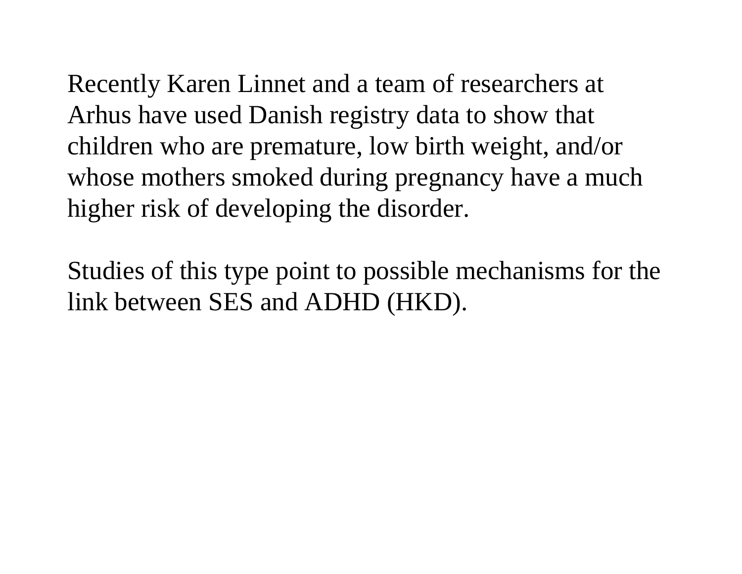Recently Karen Linnet and a team of researchers at Arhus have used Danish registry data to show that children who are premature, low birth weight, and/or whose mothers smoked during pregnancy have a much higher risk of developing the disorder.

Studies of this type point to possible mechanisms for the link between SES and ADHD (HKD).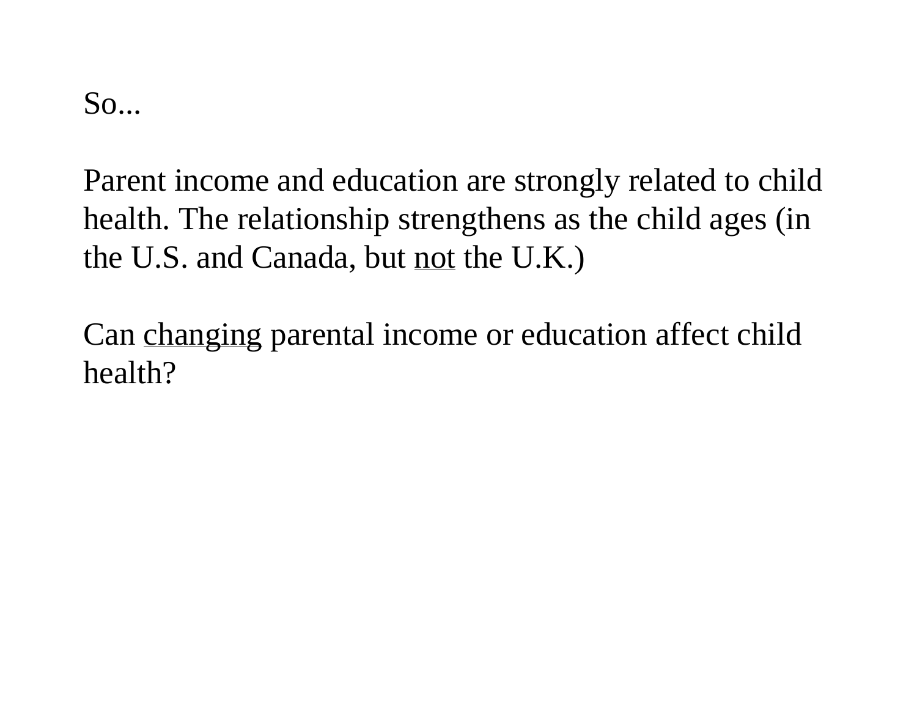So...

Parent income and education are strongly related to child health. The relationship strengthens as the child ages (in the U.S. and Canada, but <u>not</u> the U.K.)

Can <u>changing</u> parental income or education affect child health?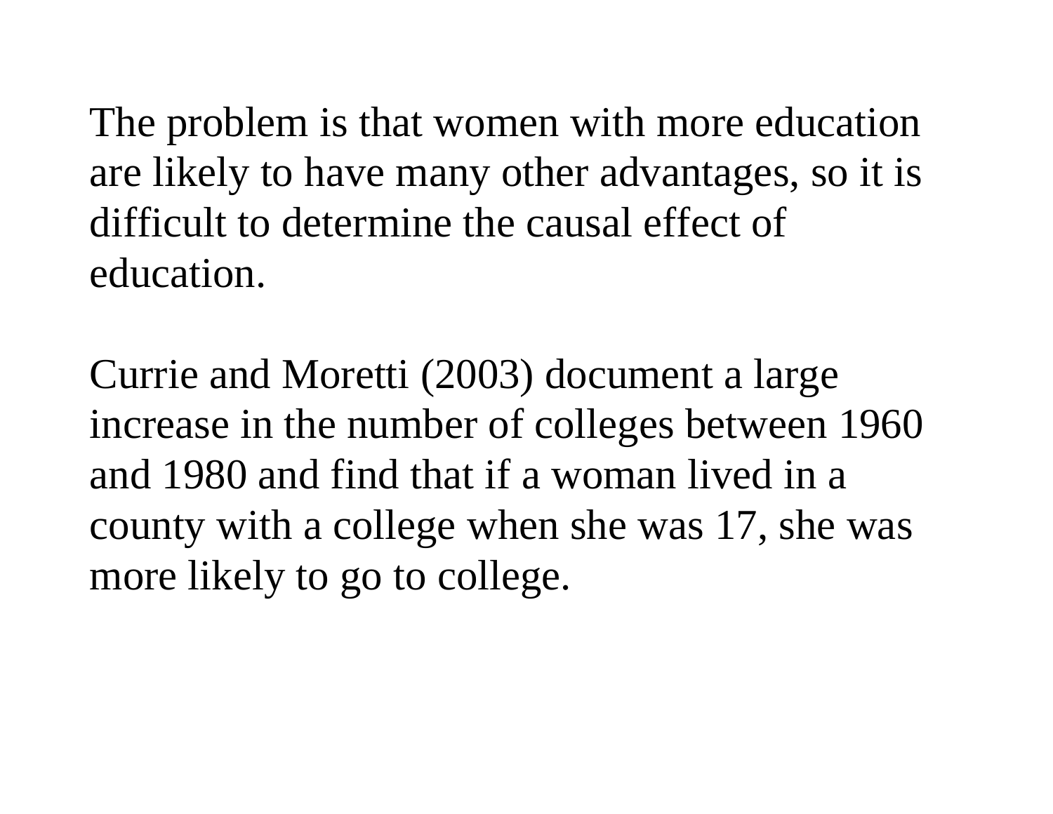The problem is that women with more education are likely to have many other advantages, so it is difficult to determine the causal effect of education.

Currie and Moretti (2003) document a large increase in the number of colleges between 1960 and 1980 and find that if a woman lived in a county with a college when she was 17, she was more likely to go to college.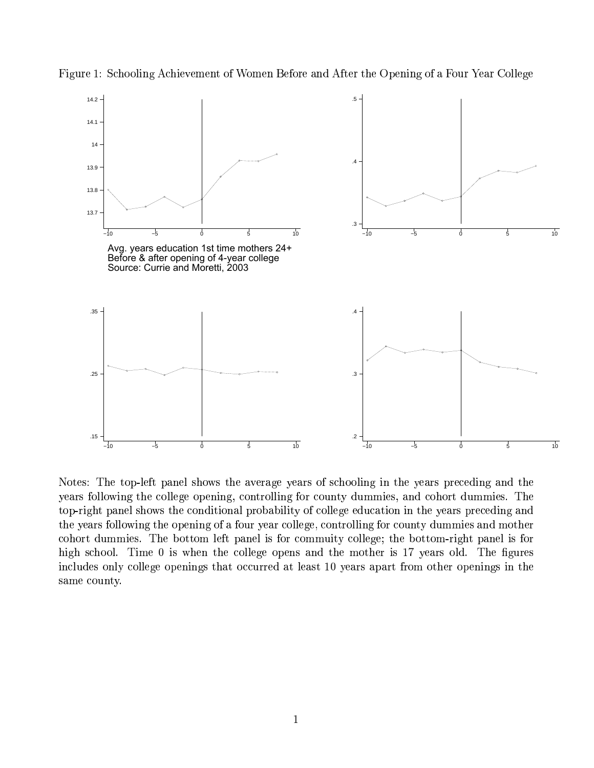Figure 1: Schooling Achievement of Women Before and After the Opening of a Four Year College

Avg. years education 1st time mothers 24+
Before & after opening of 4-year college
Source: Currie and Moretti, 2003

Notes: The top-left panel shows the average years of schooling in the years preceding and the years following the college opening, controlling for county dummies, and cohort dummies. The top-right panel shows the conditional probability of college education in the years preceding and the years following the opening of a four year college, controlling for county dummies and mother cohort dummies. The bottom left panel is for commuity college; the bottom-right panel is for high school. Time 0 is when the college opens and the mother is 17 years old. The figures includes only college openings that occurred at least 10 years apart from other openings in the same county.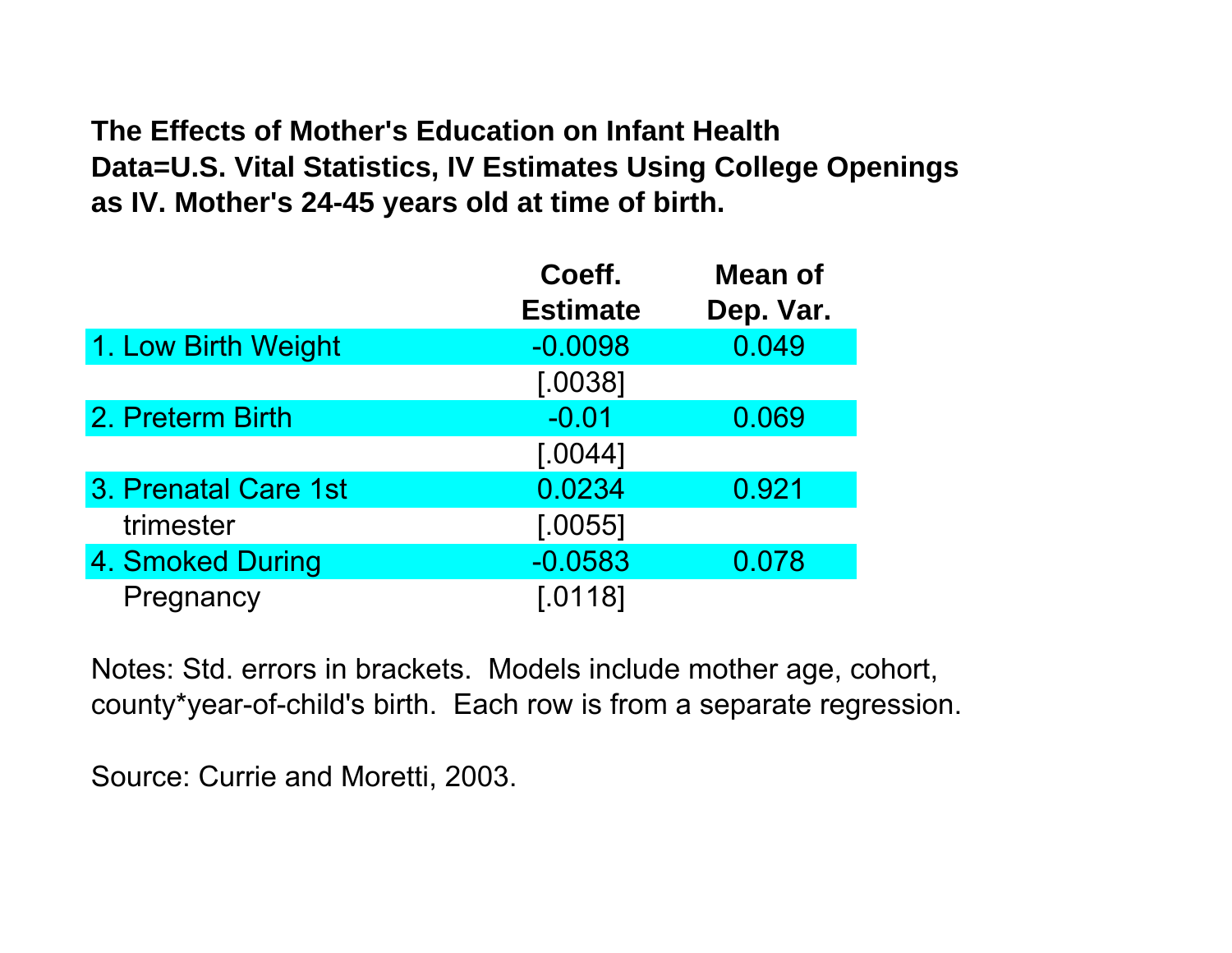**The Effects of Mother's Education on Infant Health**
**Data=U.S. Vital Statistics, IV Estimates Using College Openings as IV. Mother's 24-45 years old at time of birth.**

| | Coeff. Estimate | Mean of Dep. Var. |
|---|---|---|
| 1. Low Birth Weight | -0.0098 | 0.049 |
| | [.0038] | |
| 2. Preterm Birth | -0.01 | 0.069 |
| | [.0044] | |
| 3. Prenatal Care 1st trimester | 0.0234 | 0.921 |
| | [.0055] | |
| 4. Smoked During Pregnancy | -0.0583 | 0.078 |
| | [.0118] | |

Notes: Std. errors in brackets. Models include mother age, cohort, county*year-of-child's birth. Each row is from a separate regression.

Source: Currie and Moretti, 2003.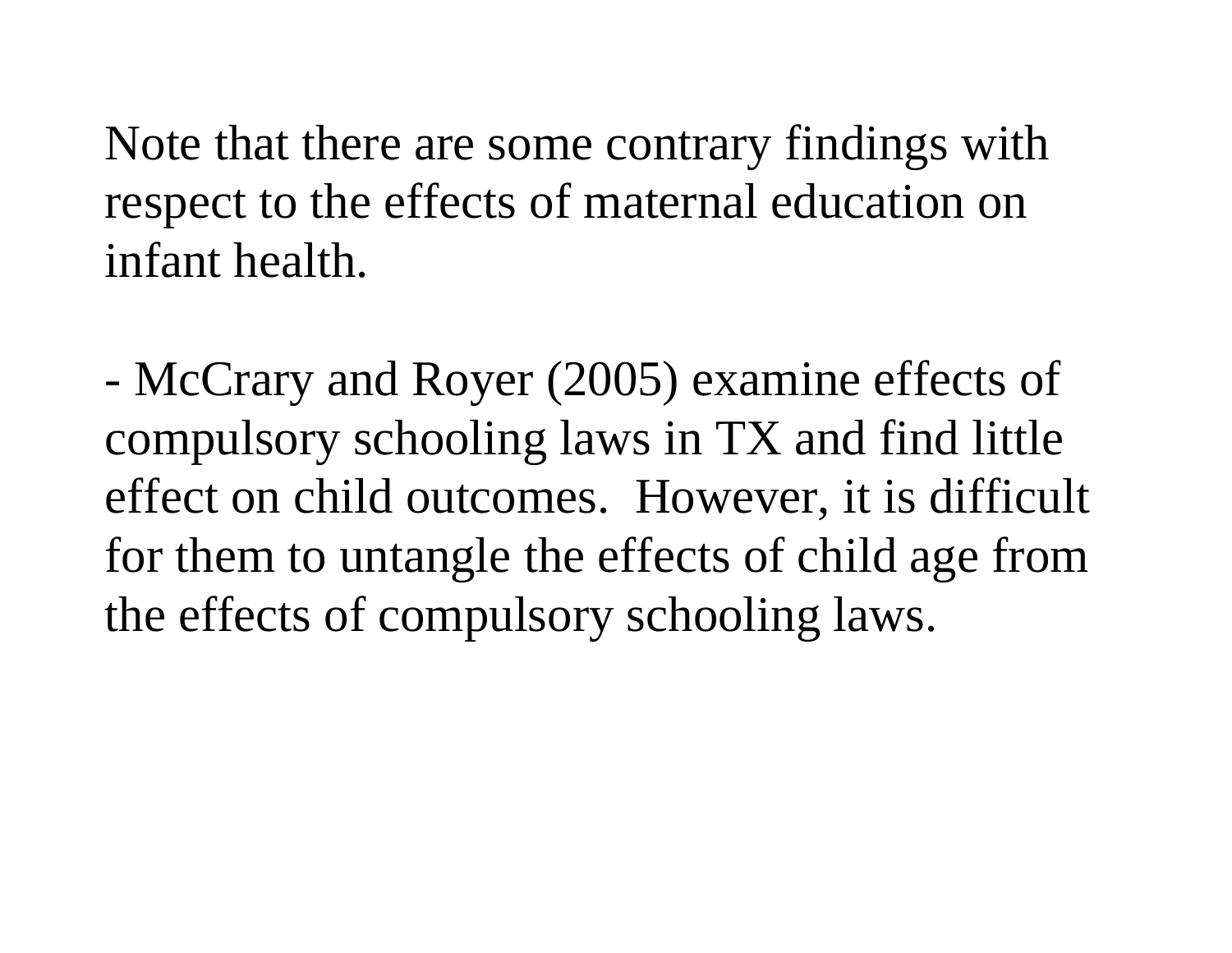Note that there are some contrary findings with respect to the effects of maternal education on infant health.

- McCrary and Royer (2005) examine effects of compulsory schooling laws in TX and find little effect on child outcomes. However, it is difficult for them to untangle the effects of child age from the effects of compulsory schooling laws.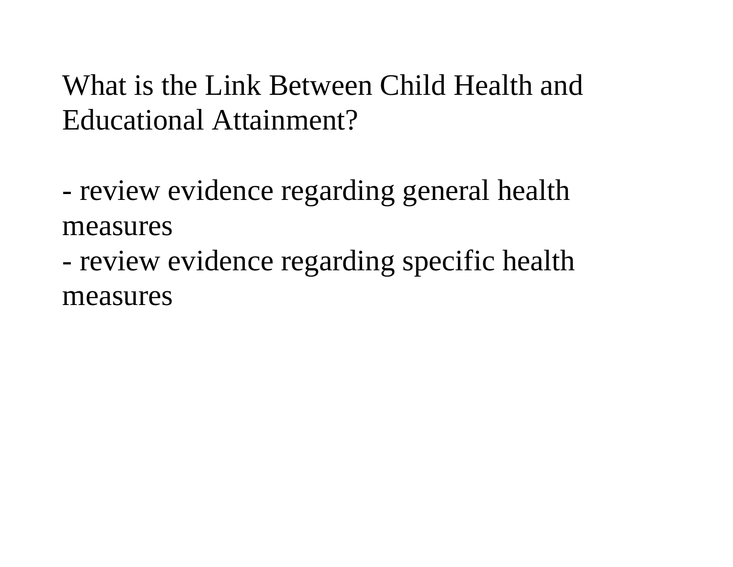What is the Link Between Child Health and Educational Attainment?

- review evidence regarding general health measures
- review evidence regarding specific health measures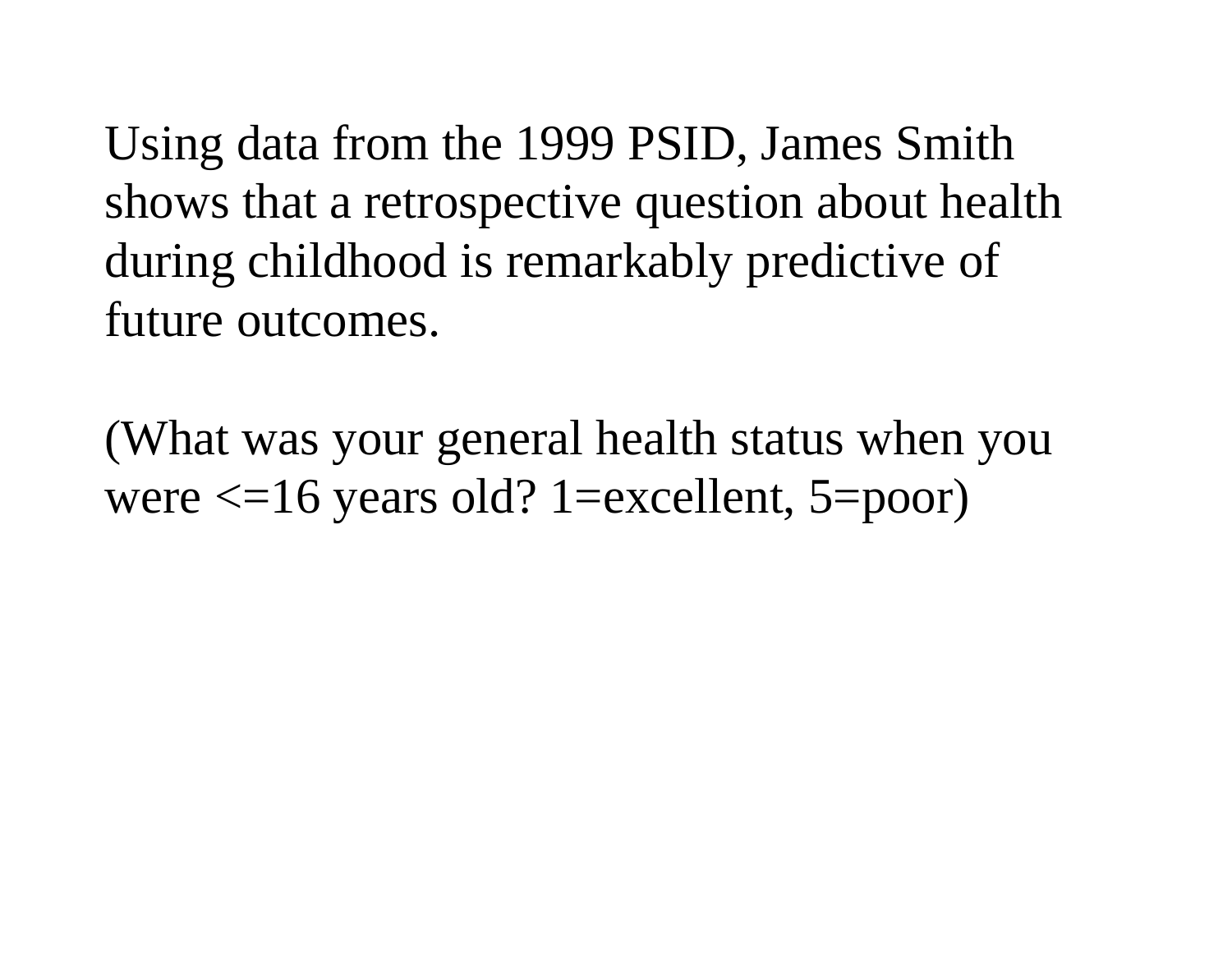Using data from the 1999 PSID, James Smith shows that a retrospective question about health during childhood is remarkably predictive of future outcomes.

(What was your general health status when you were <=16 years old? 1=excellent, 5=poor)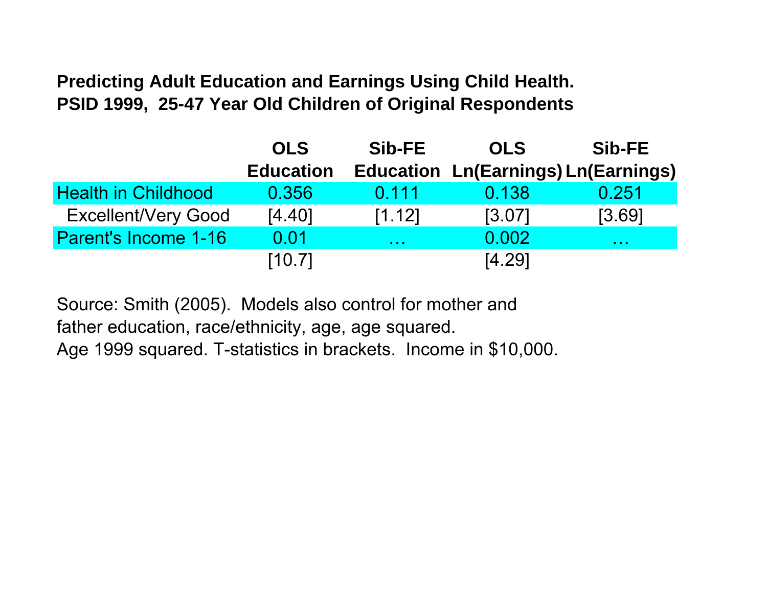**Predicting Adult Education and Earnings Using Child Health.**
**PSID 1999, 25-47 Year Old Children of Original Respondents**

| | OLS Education | Sib-FE Education | OLS Ln(Earnings) | Sib-FE Ln(Earnings) |
|---|---|---|---|---|
| Health in Childhood | 0.356 | 0.111 | 0.138 | 0.251 |
| Excellent/Very Good | [4.40] | [1.12] | [3.07] | [3.69] |
| Parent's Income 1-16 | 0.01 | … | 0.002 | … |
| | [10.7] | | [4.29] | |

Source: Smith (2005). Models also control for mother and father education, race/ethnicity, age, age squared. Age 1999 squared. T-statistics in brackets. Income in $10,000.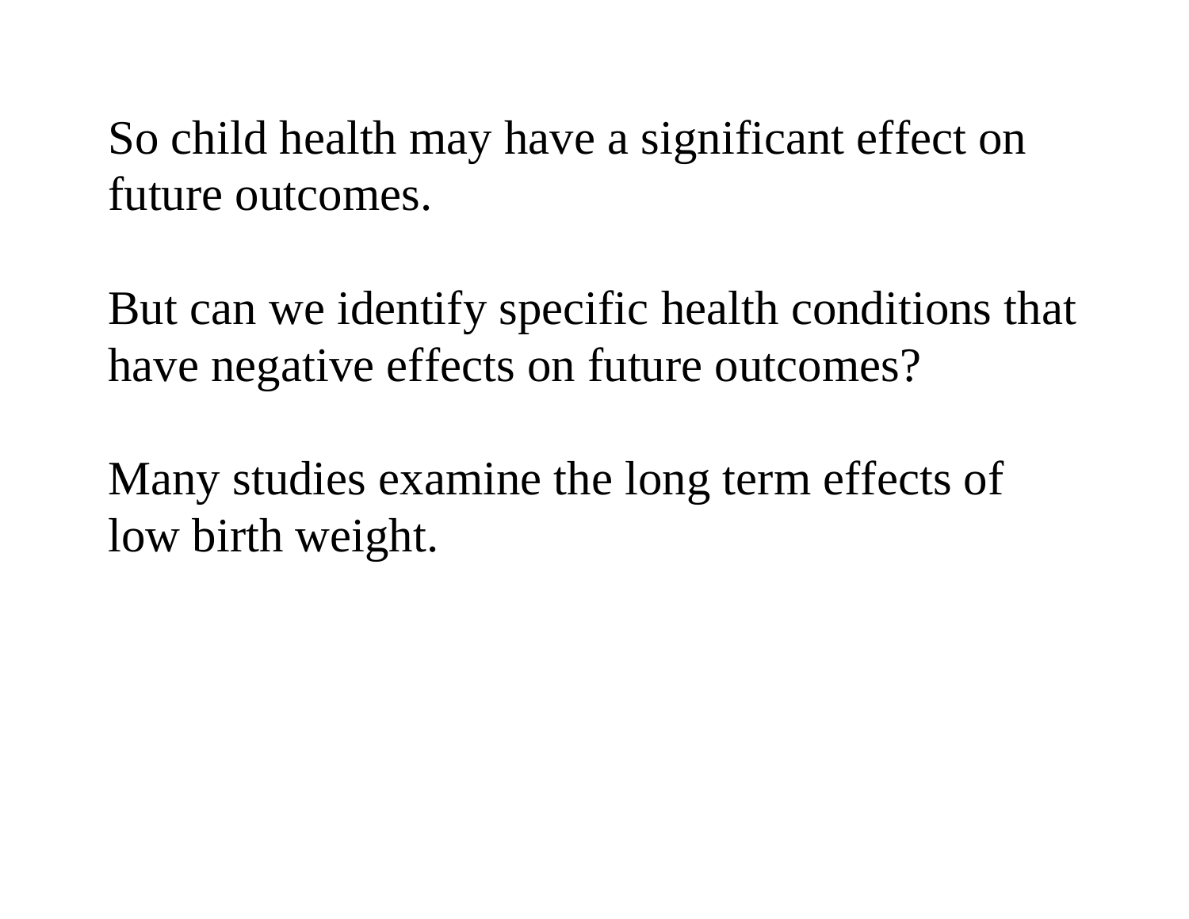So child health may have a significant effect on future outcomes.

But can we identify specific health conditions that have negative effects on future outcomes?

Many studies examine the long term effects of low birth weight.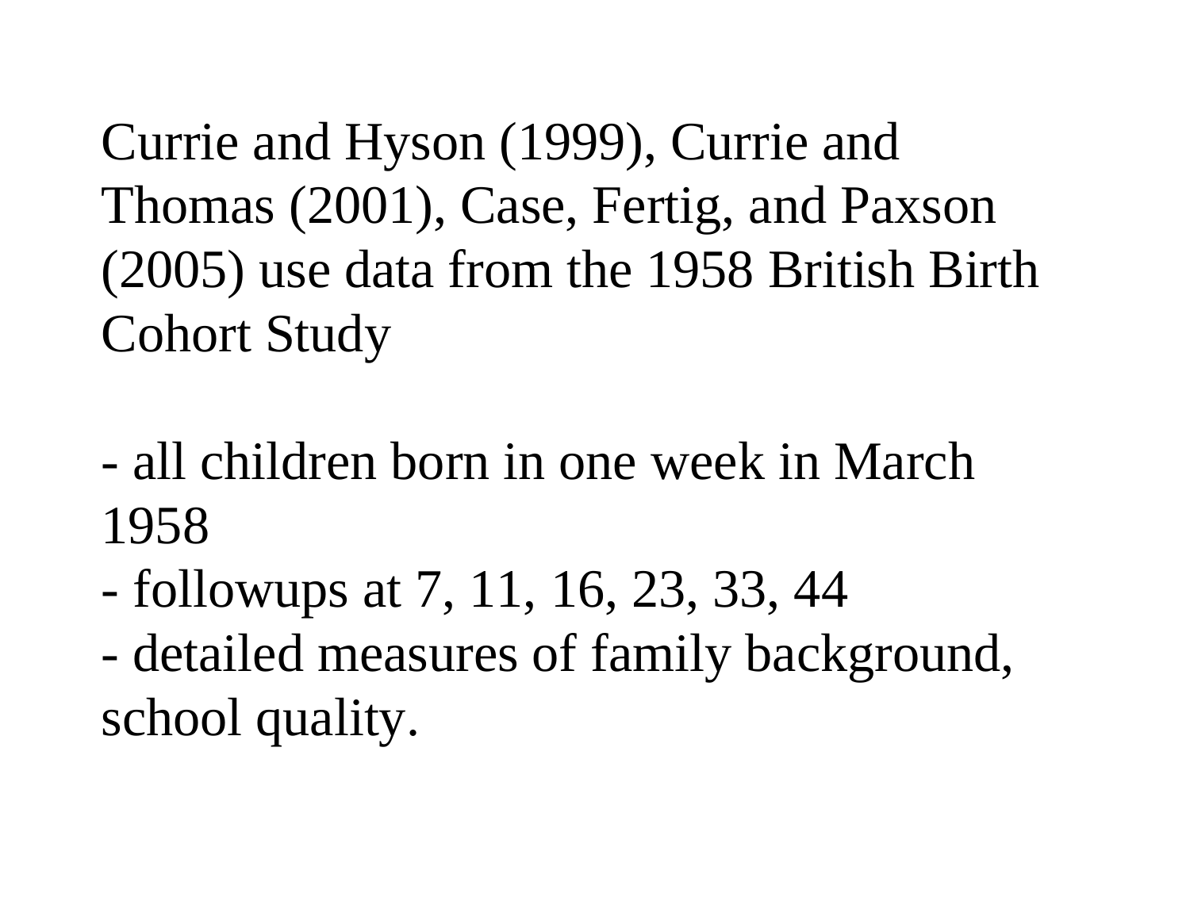Currie and Hyson (1999), Currie and Thomas (2001), Case, Fertig, and Paxson (2005) use data from the 1958 British Birth Cohort Study

- all children born in one week in March 1958
- followups at 7, 11, 16, 23, 33, 44
- detailed measures of family background, school quality.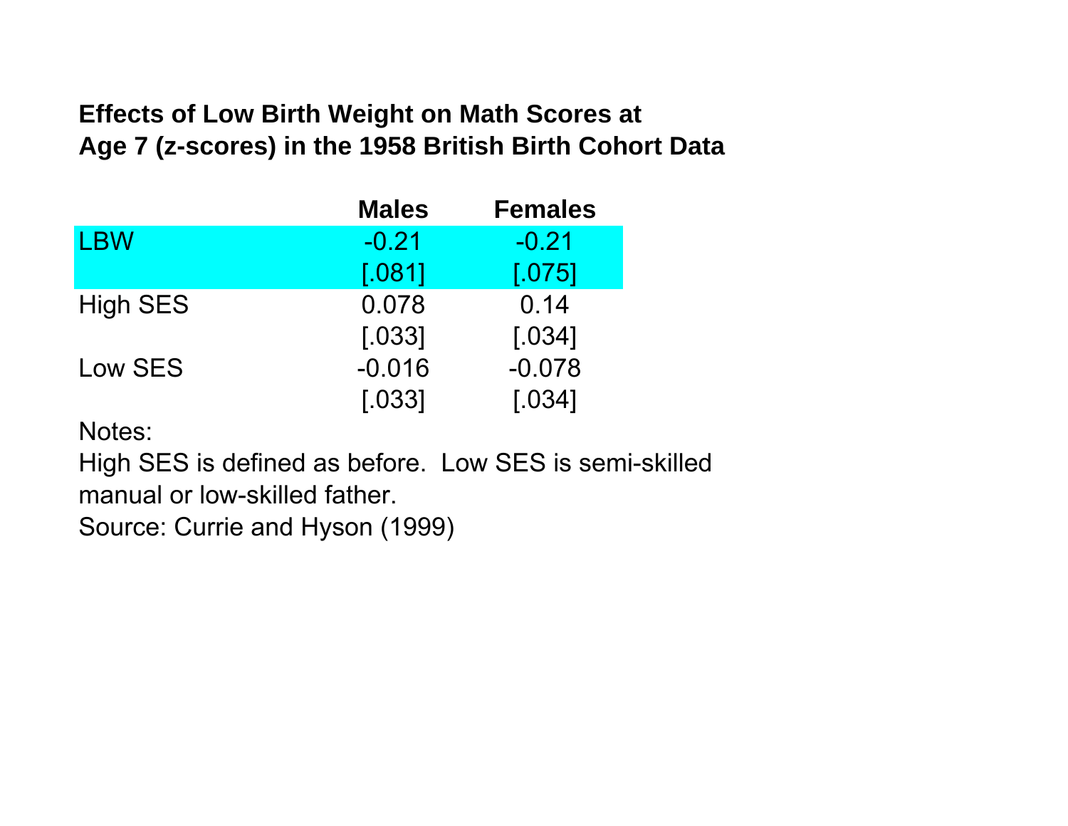**Effects of Low Birth Weight on Math Scores at Age 7 (z-scores) in the 1958 British Birth Cohort Data**

| | Males | Females |
|---|---|---|
| LBW | -0.21 | -0.21 |
| | [.081] | [.075] |
| High SES | 0.078 | 0.14 |
| | [.033] | [.034] |
| Low SES | -0.016 | -0.078 |
| | [.033] | [.034] |

Notes:

High SES is defined as before. Low SES is semi-skilled manual or low-skilled father.

Source: Currie and Hyson (1999)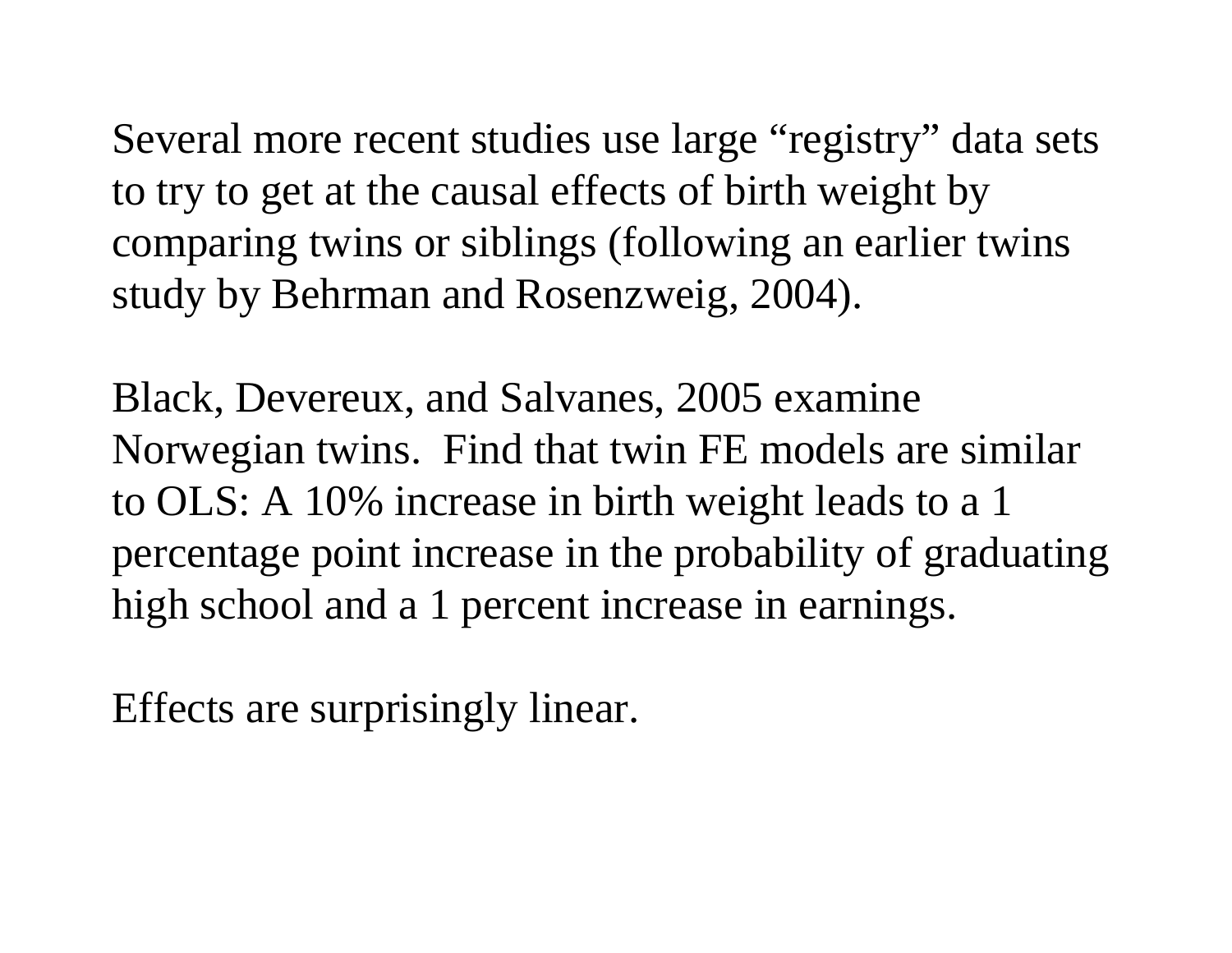Several more recent studies use large “registry” data sets to try to get at the causal effects of birth weight by comparing twins or siblings (following an earlier twins study by Behrman and Rosenzweig, 2004).

Black, Devereux, and Salvanes, 2005 examine Norwegian twins. Find that twin FE models are similar to OLS: A 10% increase in birth weight leads to a 1 percentage point increase in the probability of graduating high school and a 1 percent increase in earnings.

Effects are surprisingly linear.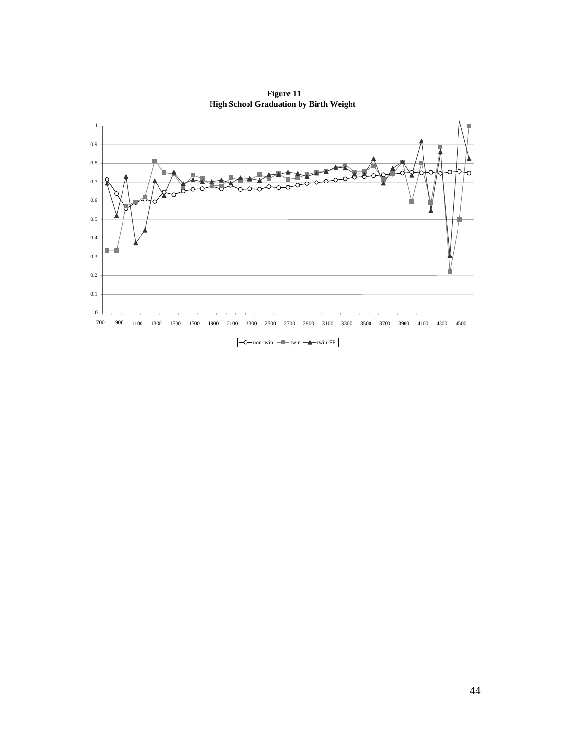**Figure 11**
**High School Graduation by Birth Weight**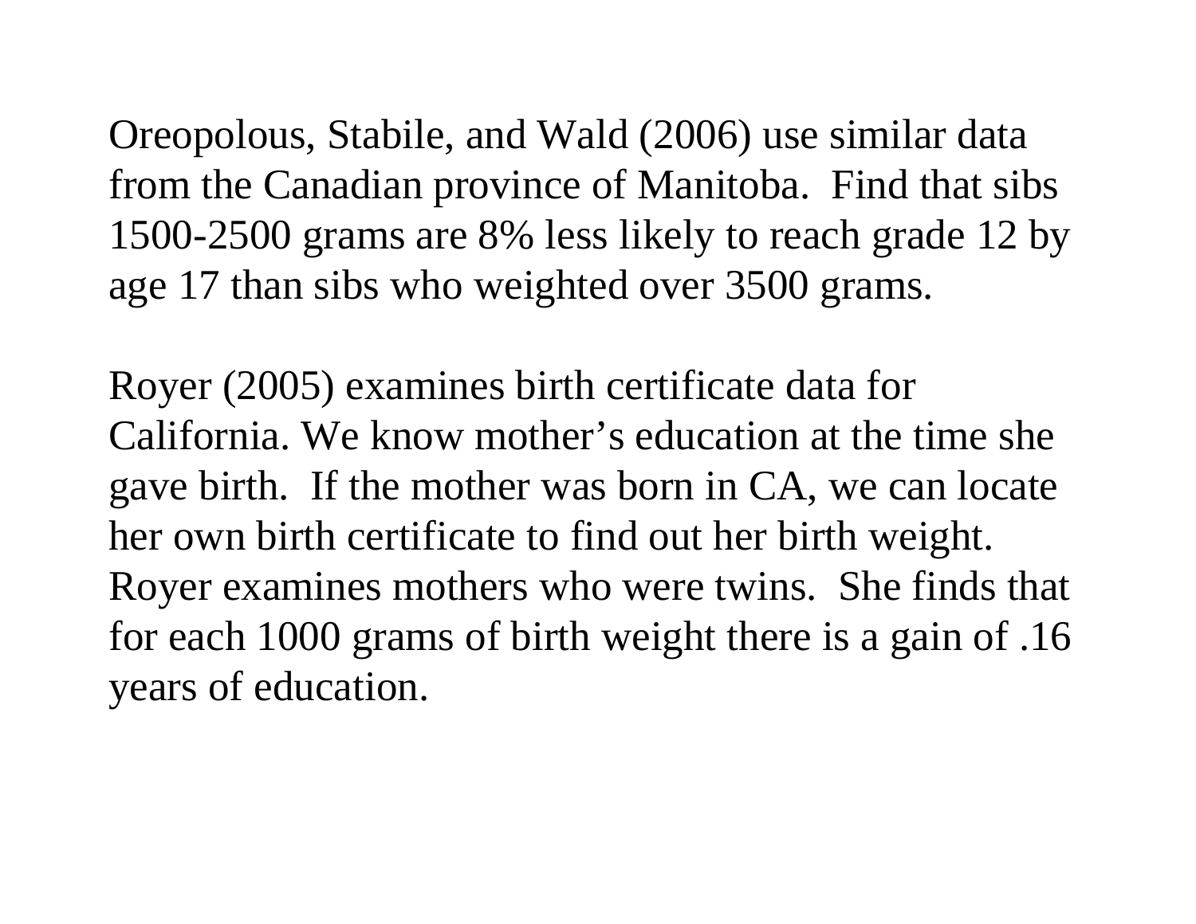Oreopolous, Stabile, and Wald (2006) use similar data from the Canadian province of Manitoba. Find that sibs 1500-2500 grams are 8% less likely to reach grade 12 by age 17 than sibs who weighted over 3500 grams.

Royer (2005) examines birth certificate data for California. We know mother's education at the time she gave birth. If the mother was born in CA, we can locate her own birth certificate to find out her birth weight. Royer examines mothers who were twins. She finds that for each 1000 grams of birth weight there is a gain of .16 years of education.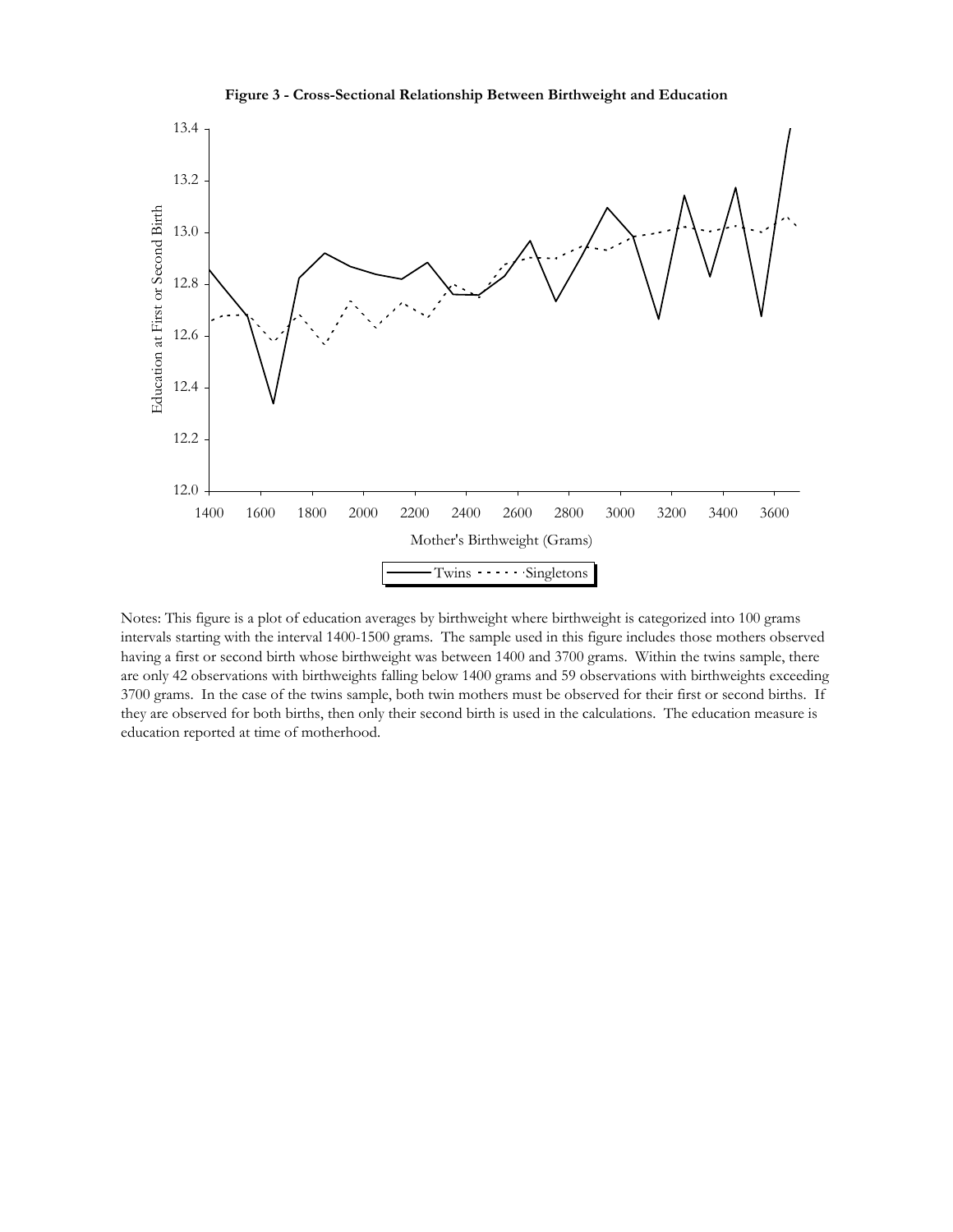**Figure 3 - Cross-Sectional Relationship Between Birthweight and Education**

Notes: This figure is a plot of education averages by birthweight where birthweight is categorized into 100 grams intervals starting with the interval 1400-1500 grams. The sample used in this figure includes those mothers observed having a first or second birth whose birthweight was between 1400 and 3700 grams. Within the twins sample, there are only 42 observations with birthweights falling below 1400 grams and 59 observations with birthweights exceeding 3700 grams. In the case of the twins sample, both twin mothers must be observed for their first or second births. If they are observed for both births, then only their second birth is used in the calculations. The education measure is education reported at time of motherhood.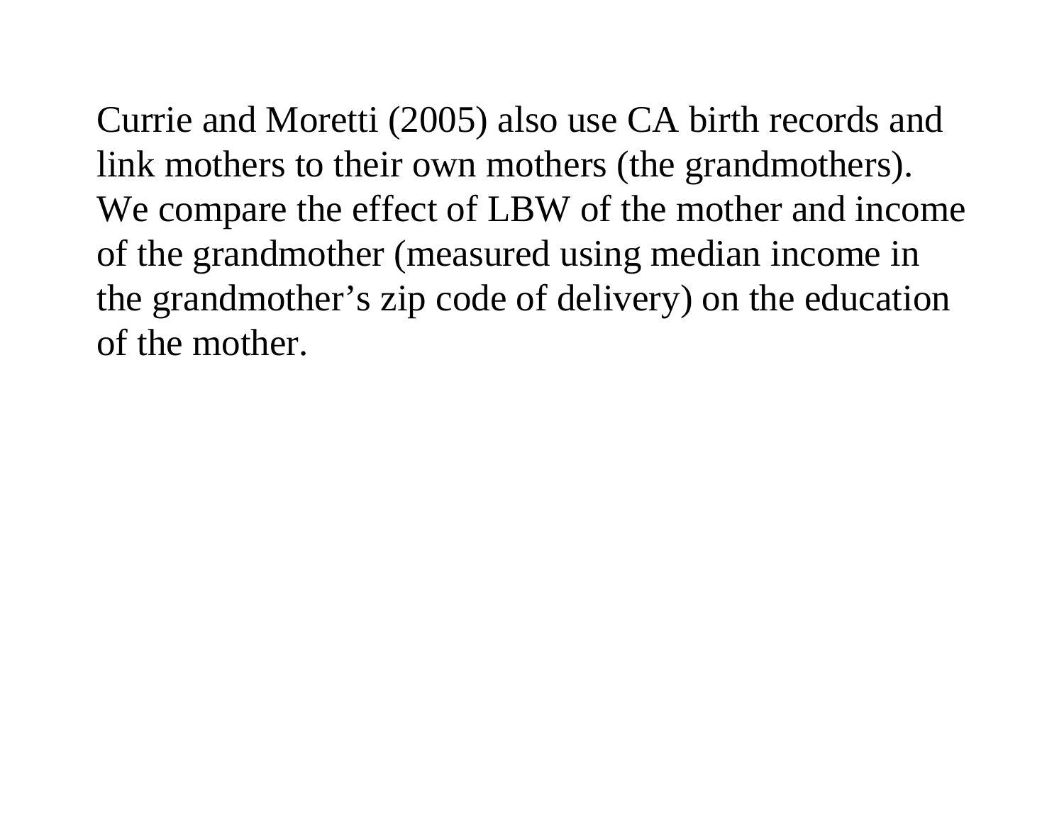Currie and Moretti (2005) also use CA birth records and link mothers to their own mothers (the grandmothers). We compare the effect of LBW of the mother and income of the grandmother (measured using median income in the grandmother’s zip code of delivery) on the education of the mother.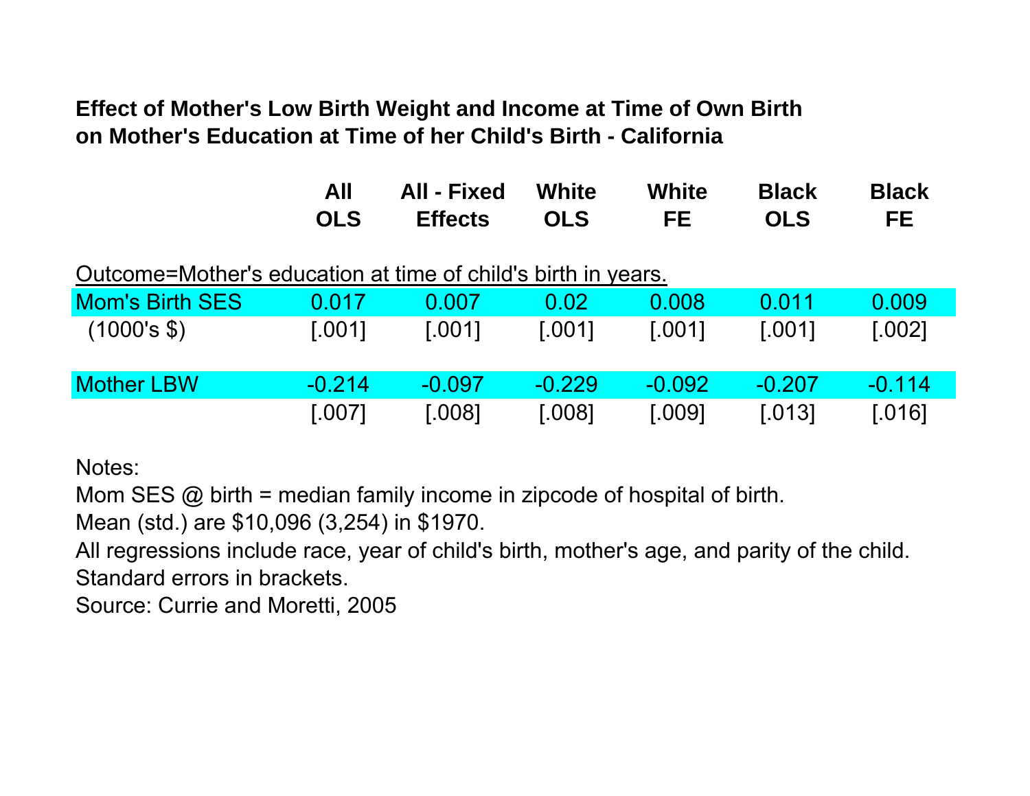**Effect of Mother's Low Birth Weight and Income at Time of Own Birth on Mother's Education at Time of her Child's Birth - California**

| | All OLS | All - Fixed Effects | White OLS | White FE | Black OLS | Black FE |
|---|---|---|---|---|---|---|
| Outcome=Mother's education at time of child's birth in years. | | | | | | |
| Mom's Birth SES | 0.017 | 0.007 | 0.02 | 0.008 | 0.011 | 0.009 |
| (1000's $) | [.001] | [.001] | [.001] | [.001] | [.001] | [.002] |
| Mother LBW | -0.214 | -0.097 | -0.229 | -0.092 | -0.207 | -0.114 |
| | [.007] | [.008] | [.008] | [.009] | [.013] | [.016] |

Notes:
Mom SES @ birth = median family income in zipcode of hospital of birth.
Mean (std.) are $10,096 (3,254) in $1970.
All regressions include race, year of child's birth, mother's age, and parity of the child.
Standard errors in brackets.
Source: Currie and Moretti, 2005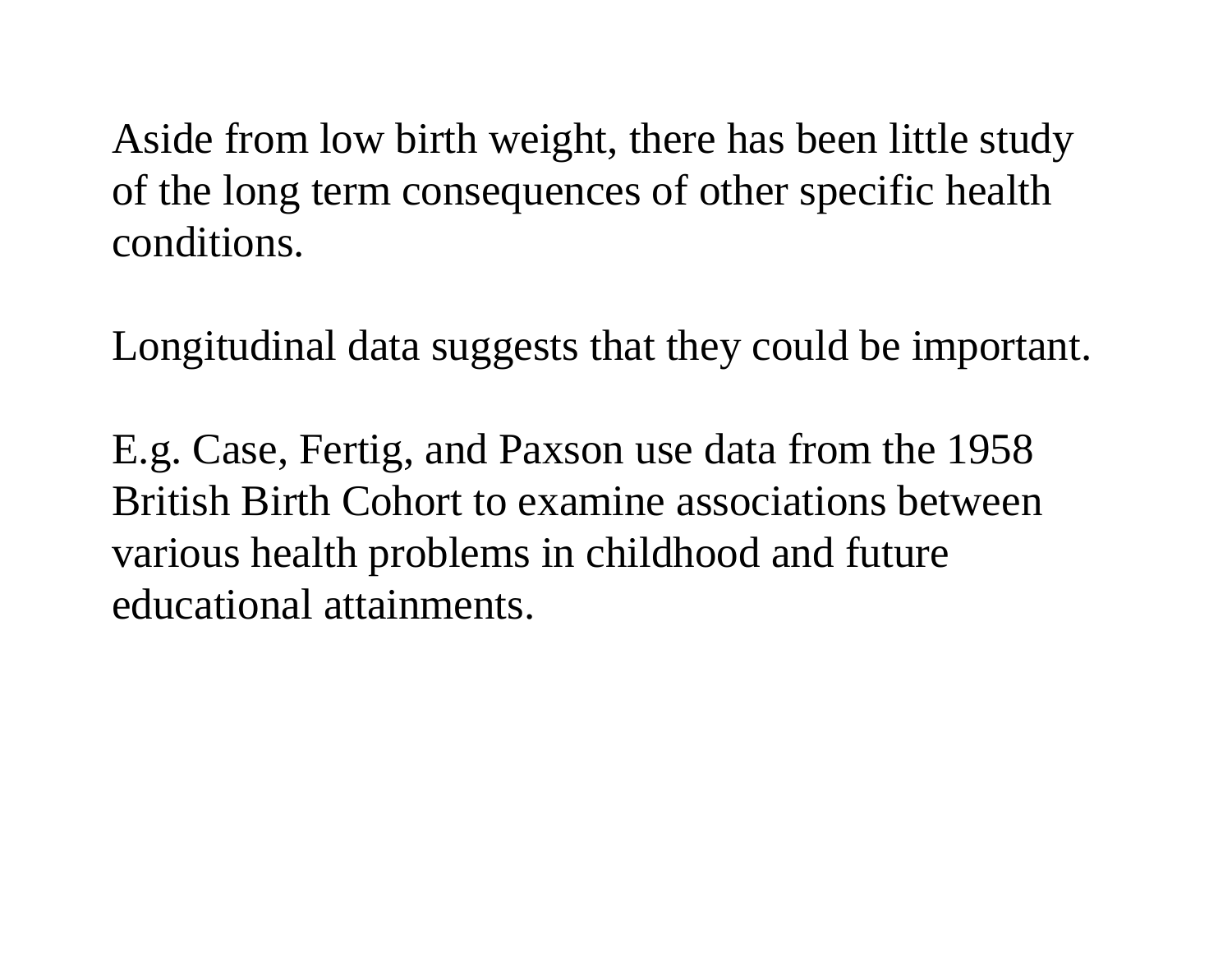Aside from low birth weight, there has been little study of the long term consequences of other specific health conditions.

Longitudinal data suggests that they could be important.

E.g. Case, Fertig, and Paxson use data from the 1958 British Birth Cohort to examine associations between various health problems in childhood and future educational attainments.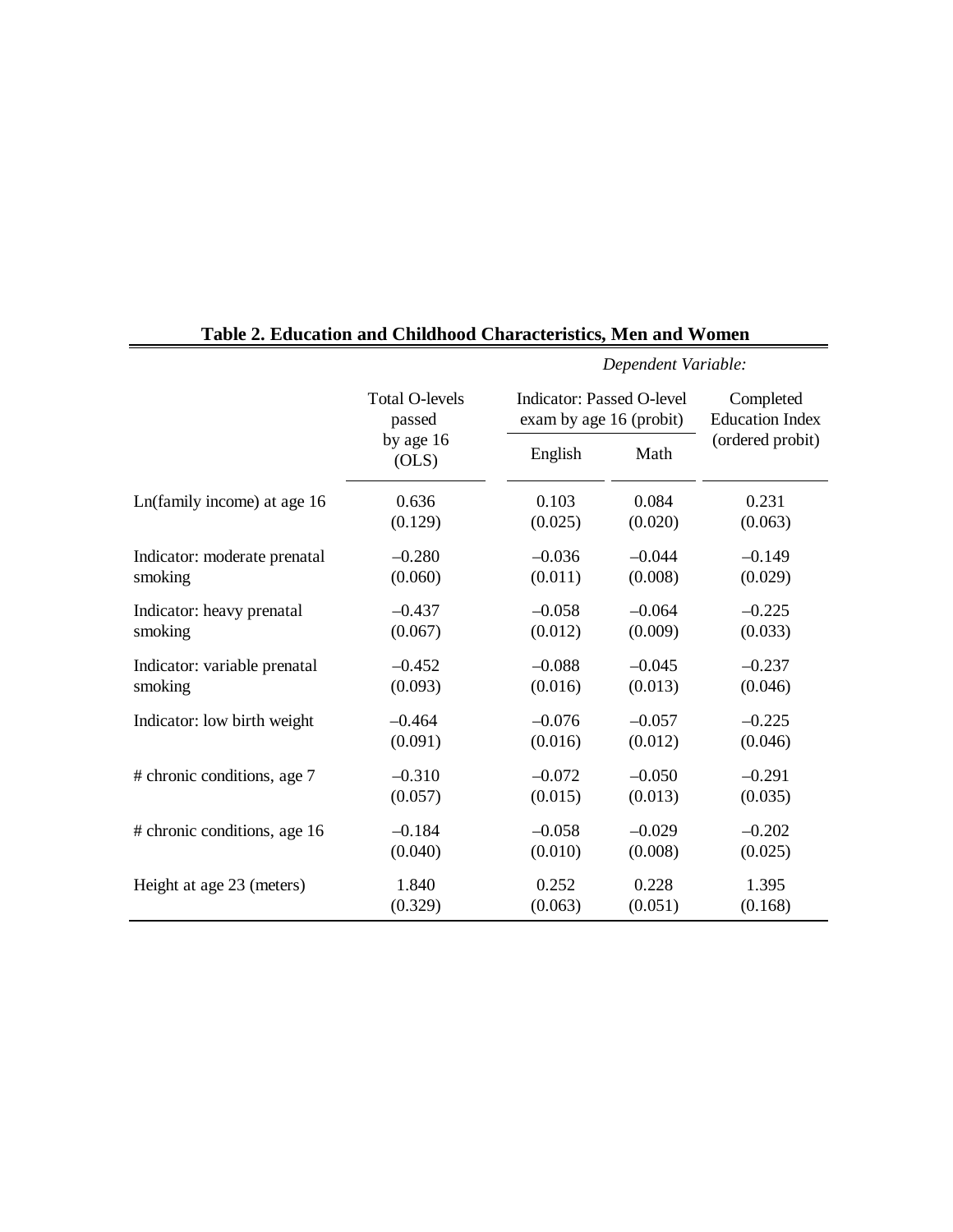**Table 2. Education and Childhood Characteristics, Men and Women**

| | *Dependent Variable:* | | | |
|---|---|---|---|---|
| | Total O-levels passed by age 16 (OLS) | Indicator: Passed O-level exam by age 16 (probit) | | Completed Education Index (ordered probit) |
| | | English | Math | |
| Ln(family income) at age 16 | 0.636<br>(0.129) | 0.103<br>(0.025) | 0.084<br>(0.020) | 0.231<br>(0.063) |
| Indicator: moderate prenatal smoking | –0.280<br>(0.060) | –0.036<br>(0.011) | –0.044<br>(0.008) | –0.149<br>(0.029) |
| Indicator: heavy prenatal smoking | –0.437<br>(0.067) | –0.058<br>(0.012) | –0.064<br>(0.009) | –0.225<br>(0.033) |
| Indicator: variable prenatal smoking | –0.452<br>(0.093) | –0.088<br>(0.016) | –0.045<br>(0.013) | –0.237<br>(0.046) |
| Indicator: low birth weight | –0.464<br>(0.091) | –0.076<br>(0.016) | –0.057<br>(0.012) | –0.225<br>(0.046) |
| # chronic conditions, age 7 | –0.310<br>(0.057) | –0.072<br>(0.015) | –0.050<br>(0.013) | –0.291<br>(0.035) |
| # chronic conditions, age 16 | –0.184<br>(0.040) | –0.058<br>(0.010) | –0.029<br>(0.008) | –0.202<br>(0.025) |
| Height at age 23 (meters) | 1.840<br>(0.329) | 0.252<br>(0.063) | 0.228<br>(0.051) | 1.395<br>(0.168) |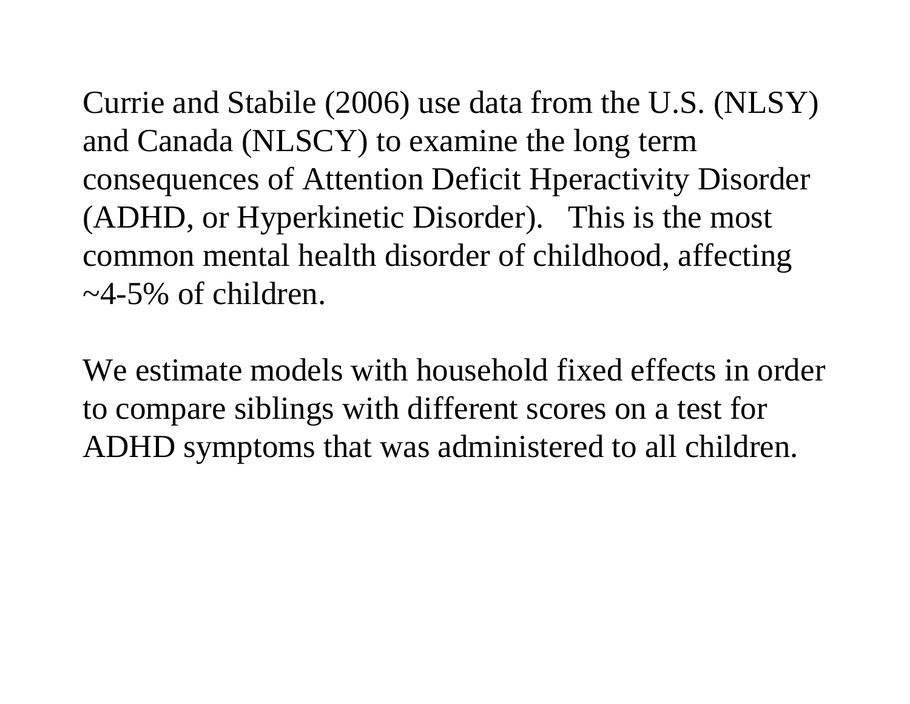Currie and Stabile (2006) use data from the U.S. (NLSY) and Canada (NLSCY) to examine the long term consequences of Attention Deficit Hperactivity Disorder (ADHD, or Hyperkinetic Disorder). This is the most common mental health disorder of childhood, affecting ~4-5% of children.

We estimate models with household fixed effects in order to compare siblings with different scores on a test for ADHD symptoms that was administered to all children.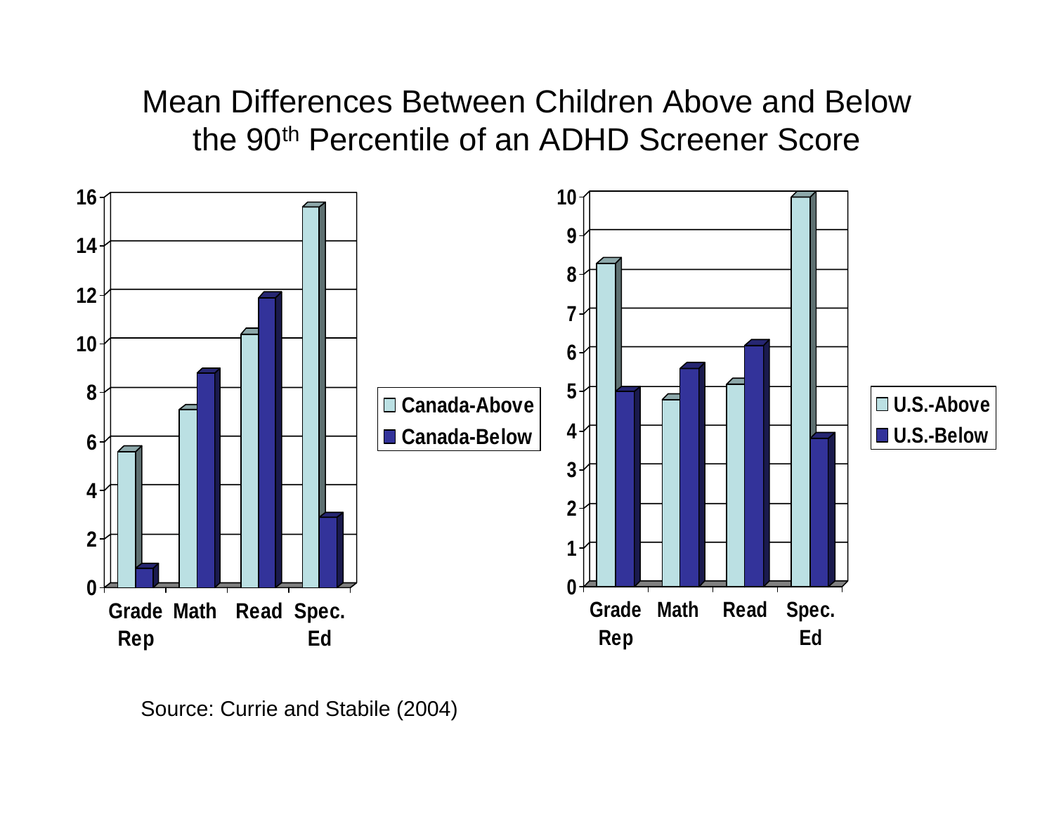# Mean Differences Between Children Above and Below the 90th Percentile of an ADHD Screener Score

Source: Currie and Stabile (2004)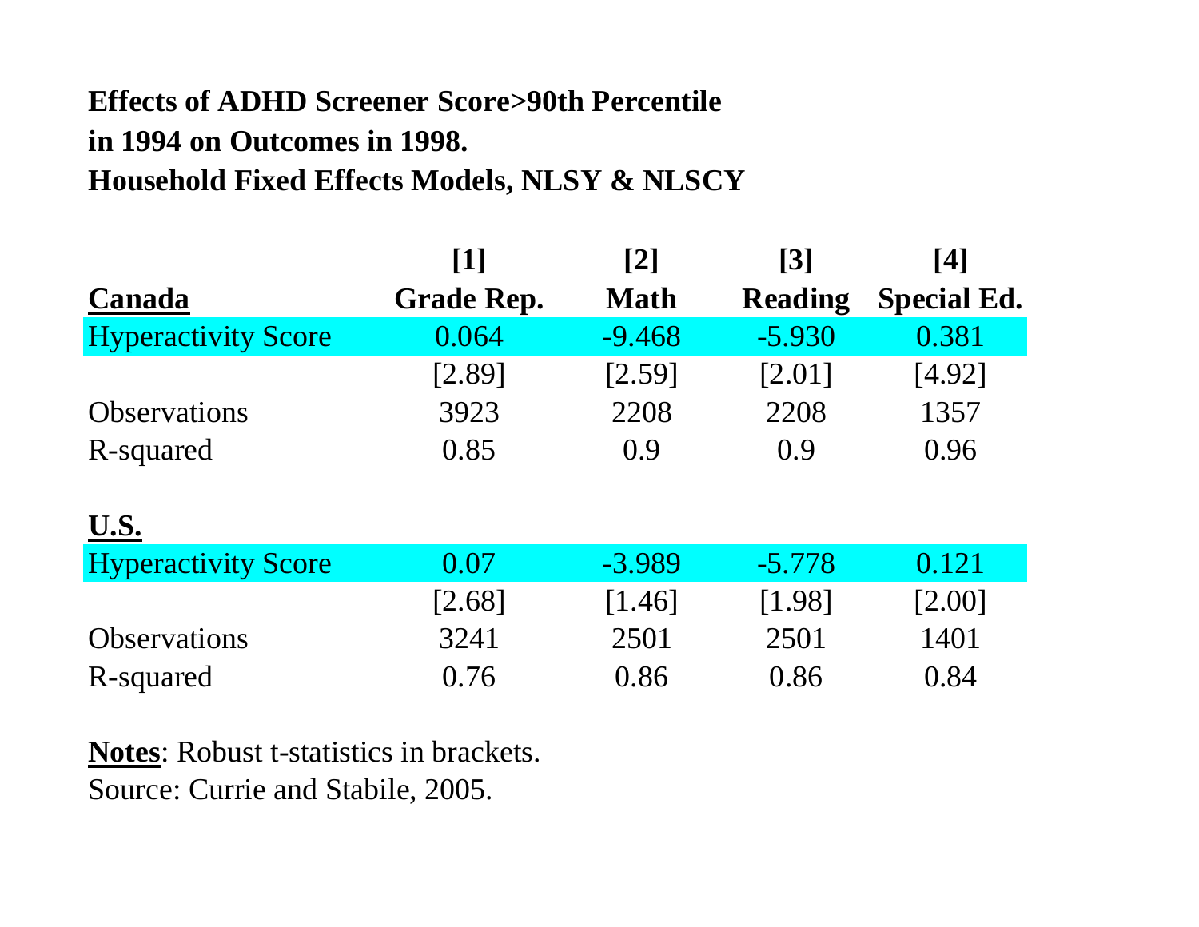**Effects of ADHD Screener Score>90th Percentile in 1994 on Outcomes in 1998. Household Fixed Effects Models, NLSY & NLSCY**

| | [1] | [2] | [3] | [4] |
|---|---|---|---|---|
| **Canada** | **Grade Rep.** | **Math** | **Reading** | **Special Ed.** |
| Hyperactivity Score | 0.064 | -9.468 | -5.930 | 0.381 |
| | [2.89] | [2.59] | [2.01] | [4.92] |
| Observations | 3923 | 2208 | 2208 | 1357 |
| R-squared | 0.85 | 0.9 | 0.9 | 0.96 |
| **U.S.** | | | | |
| Hyperactivity Score | 0.07 | -3.989 | -5.778 | 0.121 |
| | [2.68] | [1.46] | [1.98] | [2.00] |
| Observations | 3241 | 2501 | 2501 | 1401 |
| R-squared | 0.76 | 0.86 | 0.86 | 0.84 |

**Notes**: Robust t-statistics in brackets.
Source: Currie and Stabile, 2005.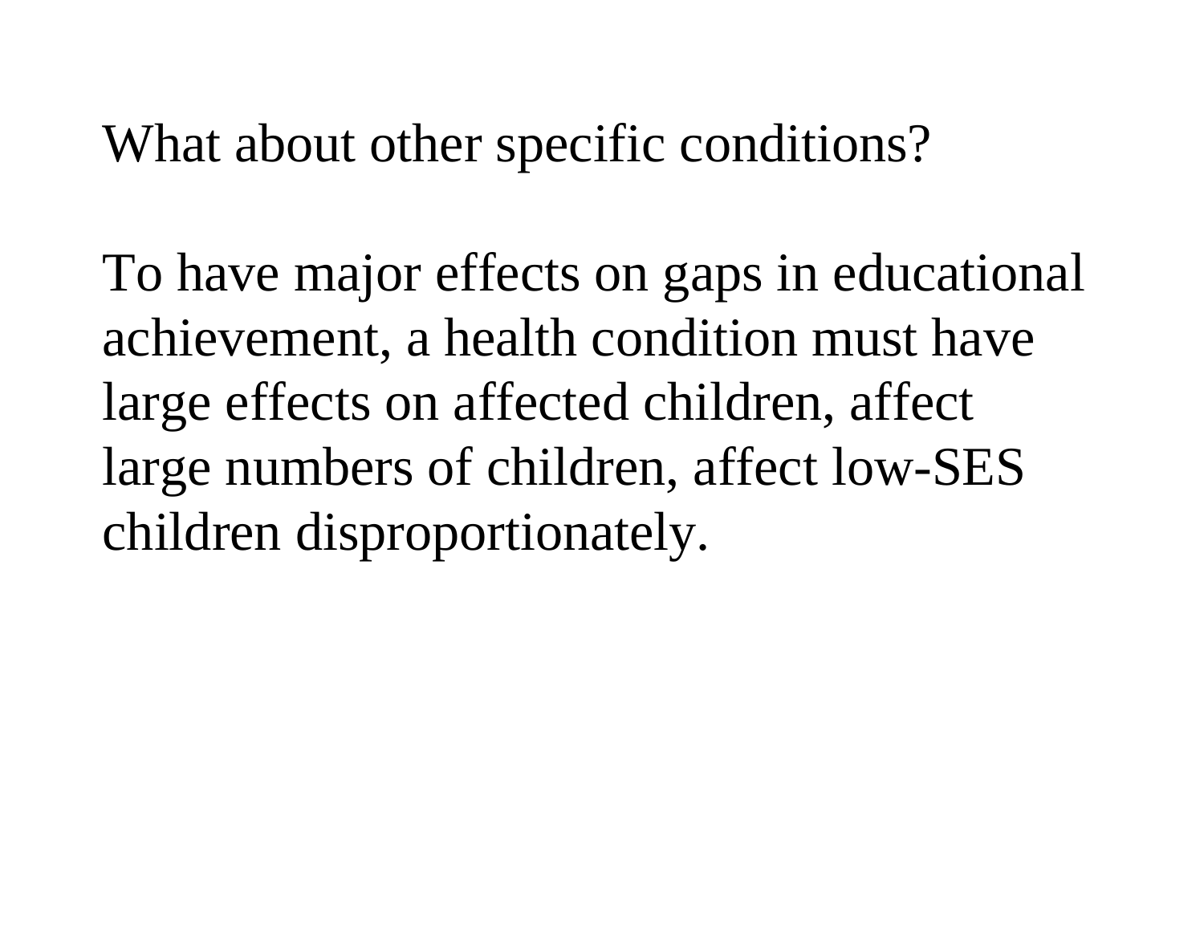What about other specific conditions?

To have major effects on gaps in educational achievement, a health condition must have large effects on affected children, affect large numbers of children, affect low-SES children disproportionately.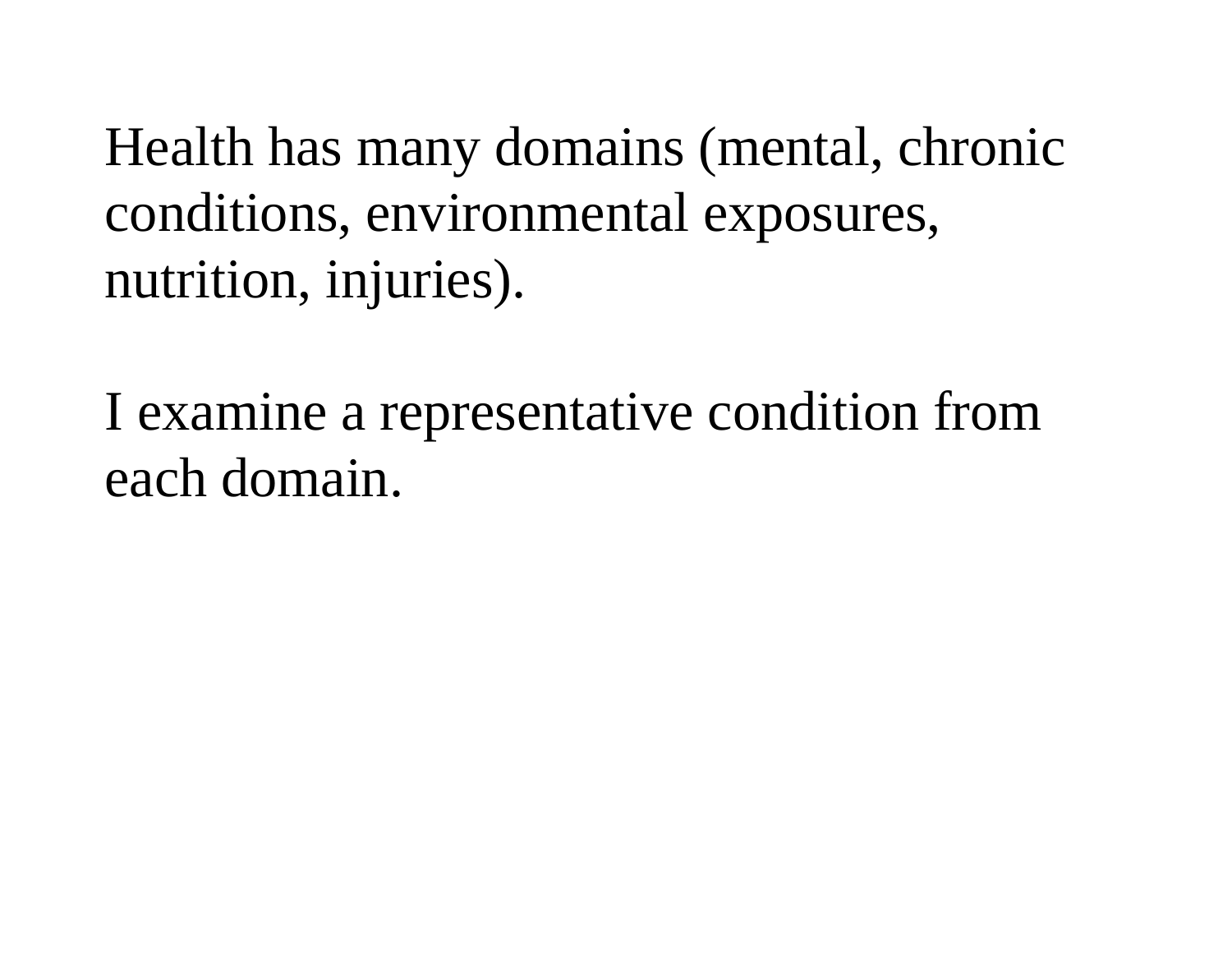Health has many domains (mental, chronic conditions, environmental exposures, nutrition, injuries).

I examine a representative condition from each domain.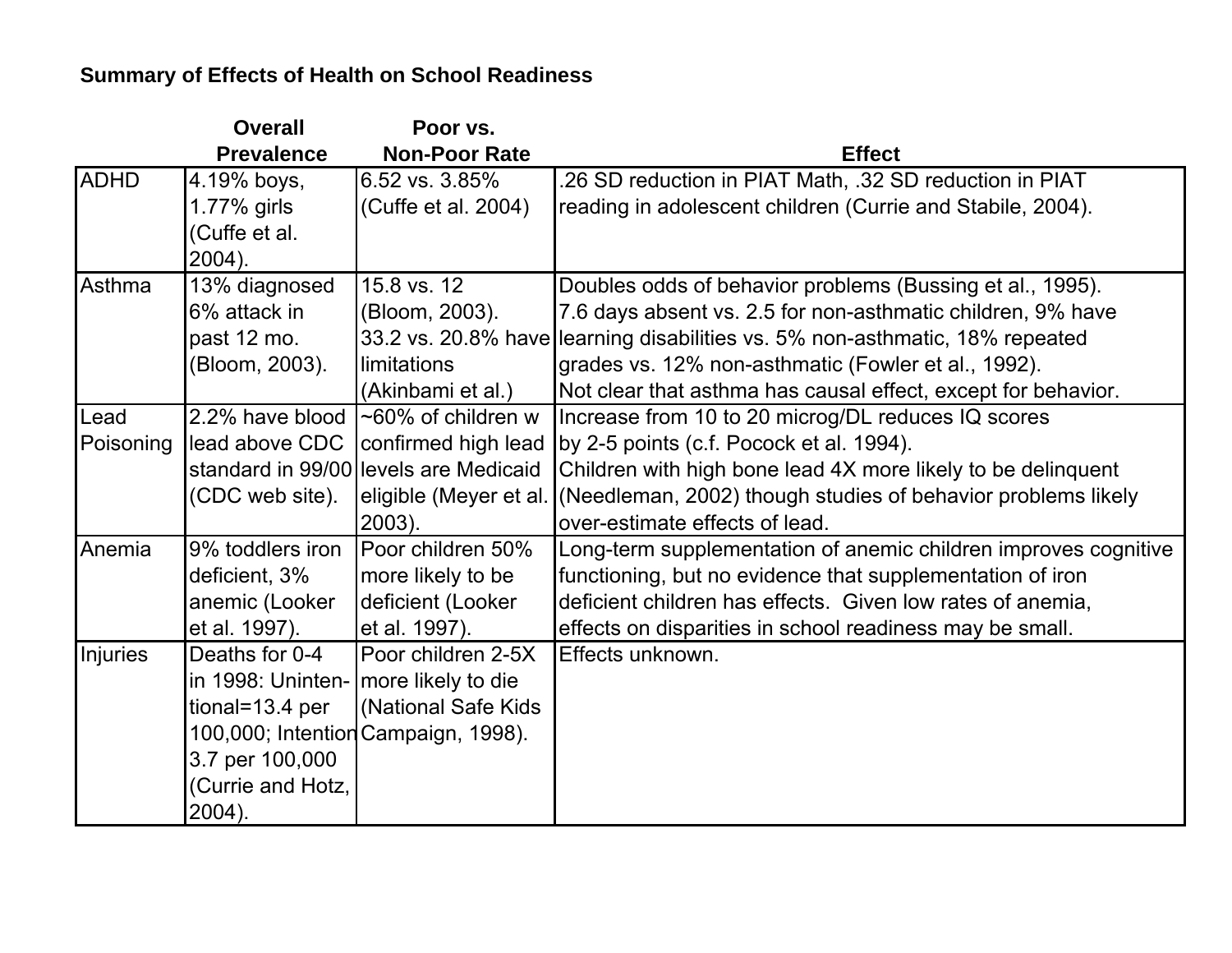**Summary of Effects of Health on School Readiness**

| | Overall Prevalence | Poor vs. Non-Poor Rate | Effect |
|---|---|---|---|
| ADHD | 4.19% boys, 1.77% girls (Cuffe et al. 2004). | 6.52 vs. 3.85% (Cuffe et al. 2004) | .26 SD reduction in PIAT Math, .32 SD reduction in PIAT reading in adolescent children (Currie and Stabile, 2004). |
| Asthma | 13% diagnosed 6% attack in past 12 mo. (Bloom, 2003). | 15.8 vs. 12 (Bloom, 2003). 33.2 vs. 20.8% have limitations (Akinbami et al.) | Doubles odds of behavior problems (Bussing et al., 1995). 7.6 days absent vs. 2.5 for non-asthmatic children, 9% have learning disabilities vs. 5% non-asthmatic, 18% repeated grades vs. 12% non-asthmatic (Fowler et al., 1992). Not clear that asthma has causal effect, except for behavior. |
| Lead Poisoning | 2.2% have blood lead above CDC standard in 99/00 (CDC web site). | ~60% of children w confirmed high lead levels are Medicaid eligible (Meyer et al. 2003). | Increase from 10 to 20 microg/DL reduces IQ scores by 2-5 points (c.f. Pocock et al. 1994). Children with high bone lead 4X more likely to be delinquent (Needleman, 2002) though studies of behavior problems likely over-estimate effects of lead. |
| Anemia | 9% toddlers iron deficient, 3% anemic (Looker et al. 1997). | Poor children 50% more likely to be deficient (Looker et al. 1997). | Long-term supplementation of anemic children improves cognitive functioning, but no evidence that supplementation of iron deficient children has effects. Given low rates of anemia, effects on disparities in school readiness may be small. |
| Injuries | Deaths for 0-4 in 1998: Unintentional=13.4 per 100,000; Intention 3.7 per 100,000 (Currie and Hotz, 2004). | Poor children 2-5X more likely to die (National Safe Kids Campaign, 1998). | Effects unknown. |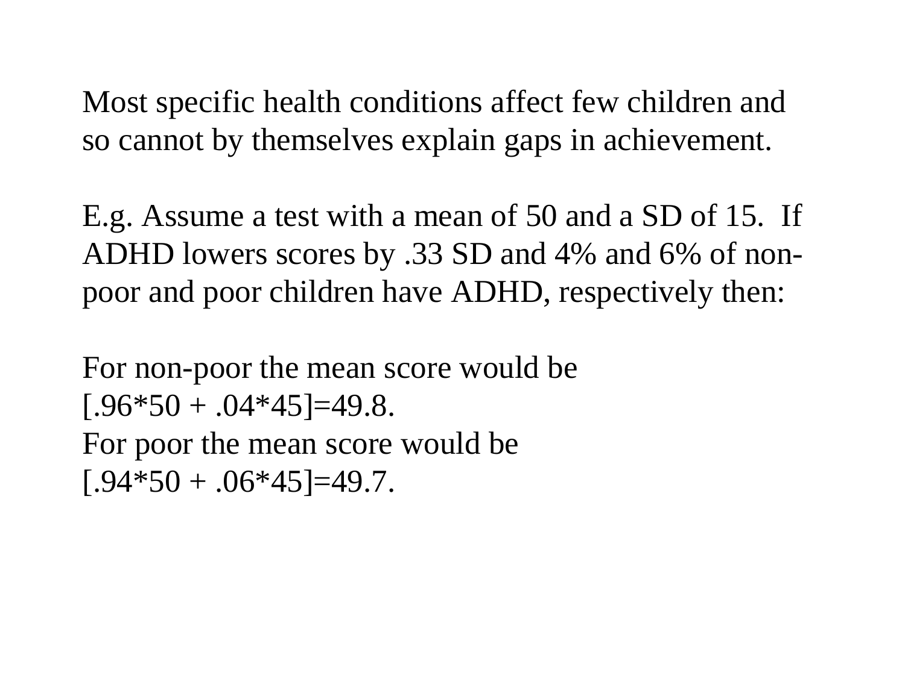Most specific health conditions affect few children and so cannot by themselves explain gaps in achievement.

E.g. Assume a test with a mean of 50 and a SD of 15. If ADHD lowers scores by .33 SD and 4% and 6% of non-poor and poor children have ADHD, respectively then:

For non-poor the mean score would be
$[.96*50 + .04*45]=49.8$.
For poor the mean score would be
$[.94*50 + .06*45]=49.7$.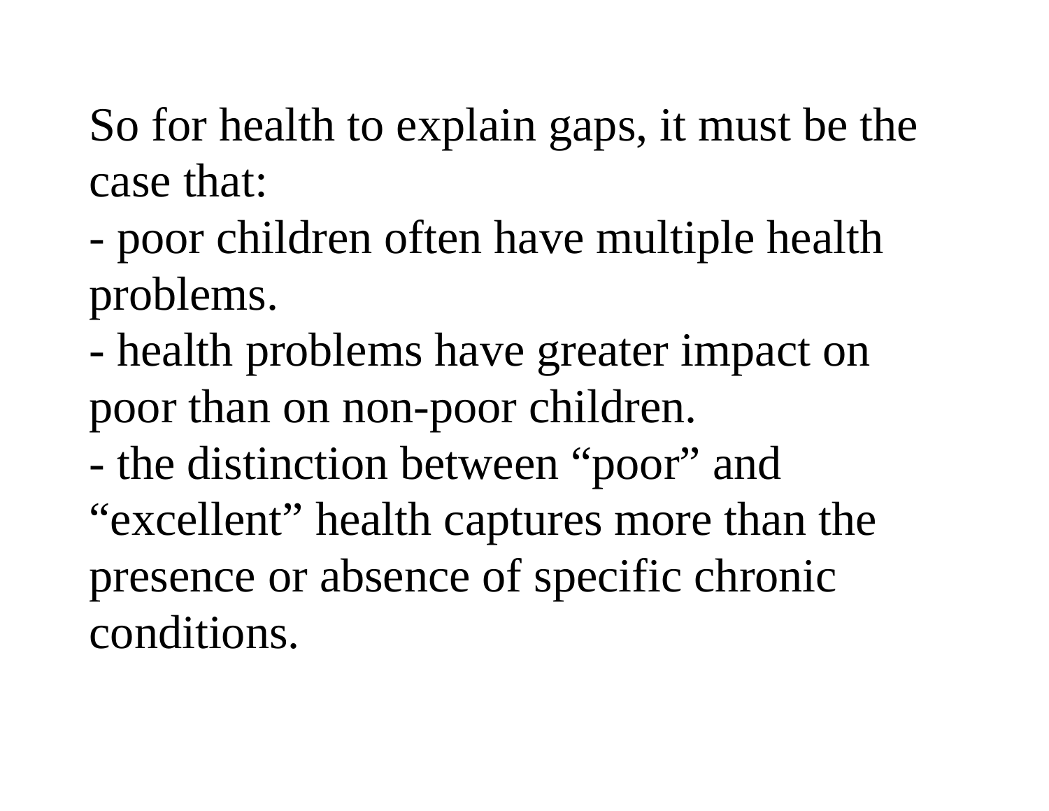So for health to explain gaps, it must be the case that:

- poor children often have multiple health problems.
- health problems have greater impact on poor than on non-poor children.
- the distinction between “poor” and “excellent” health captures more than the presence or absence of specific chronic conditions.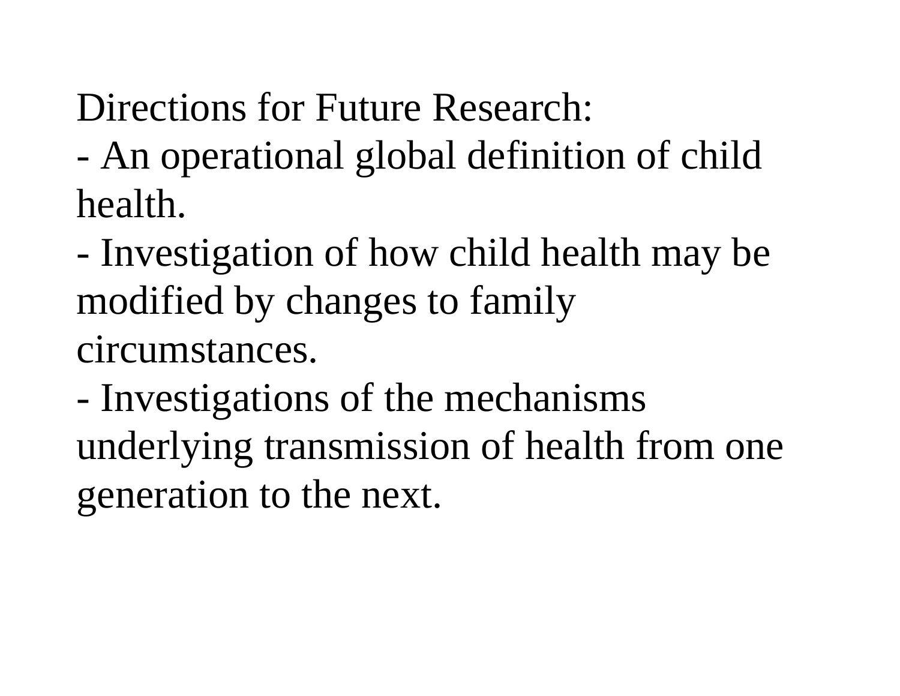Directions for Future Research:

- An operational global definition of child health.
- Investigation of how child health may be modified by changes to family circumstances.
- Investigations of the mechanisms underlying transmission of health from one generation to the next.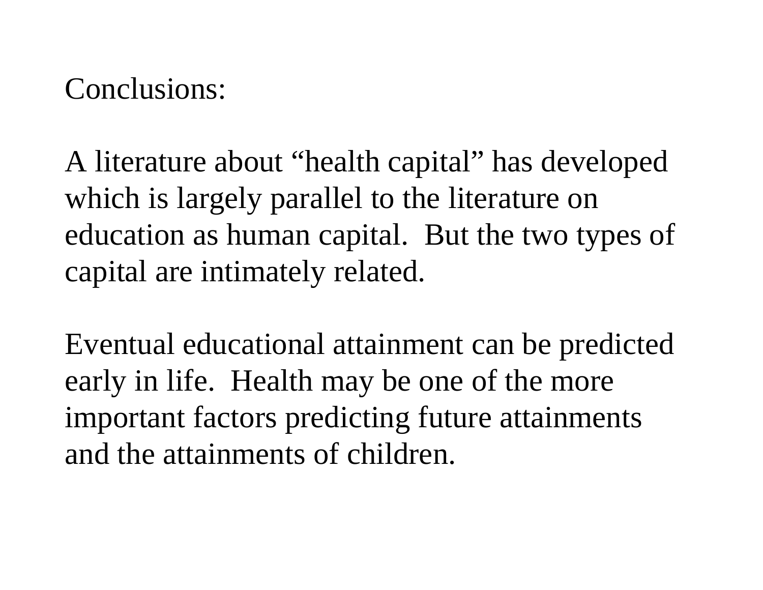Conclusions:

A literature about “health capital” has developed which is largely parallel to the literature on education as human capital. But the two types of capital are intimately related.

Eventual educational attainment can be predicted early in life. Health may be one of the more important factors predicting future attainments and the attainments of children.